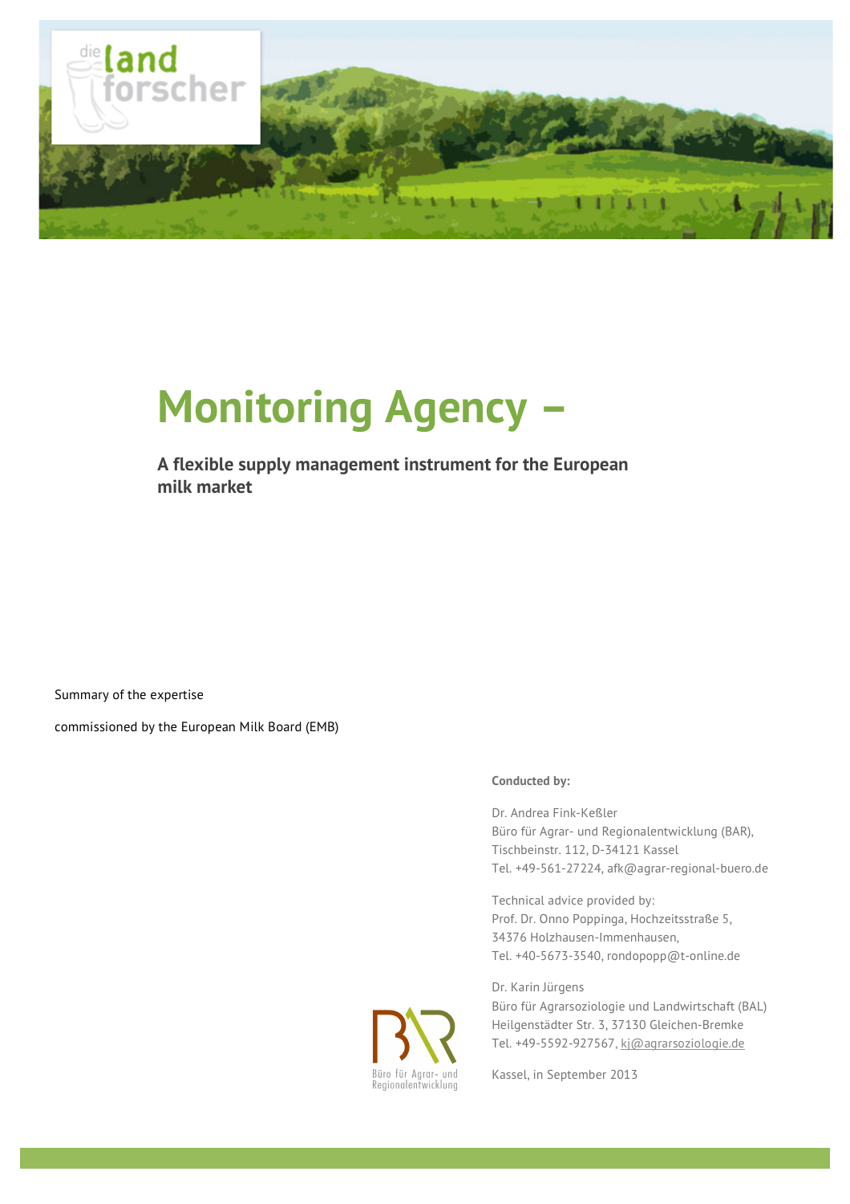# Monitoring Agency –

**A flexible supply management instrument for the European milk market**

Summary of the expertise

commissioned by the European Milk Board (EMB)

**Conducted by:**

Dr. Andrea Fink-Keßler
Büro für Agrar- und Regionalentwicklung (BAR),
Tischbeinstr. 112, D-34121 Kassel
Tel. +49-561-27224, afk@agrar-regional-buero.de

Technical advice provided by:
Prof. Dr. Onno Poppinga, Hochzeitsstraße 5,
34376 Holzhausen-Immenhausen,
Tel. +40-5673-3540, rondopopp@t-online.de

Dr. Karin Jürgens
Büro für Agrarsoziologie und Landwirtschaft (BAL)
Heilgenstädter Str. 3, 37130 Gleichen-Bremke
Tel. +49-5592-927567, kj@agrarsoziologie.de

Kassel, in September 2013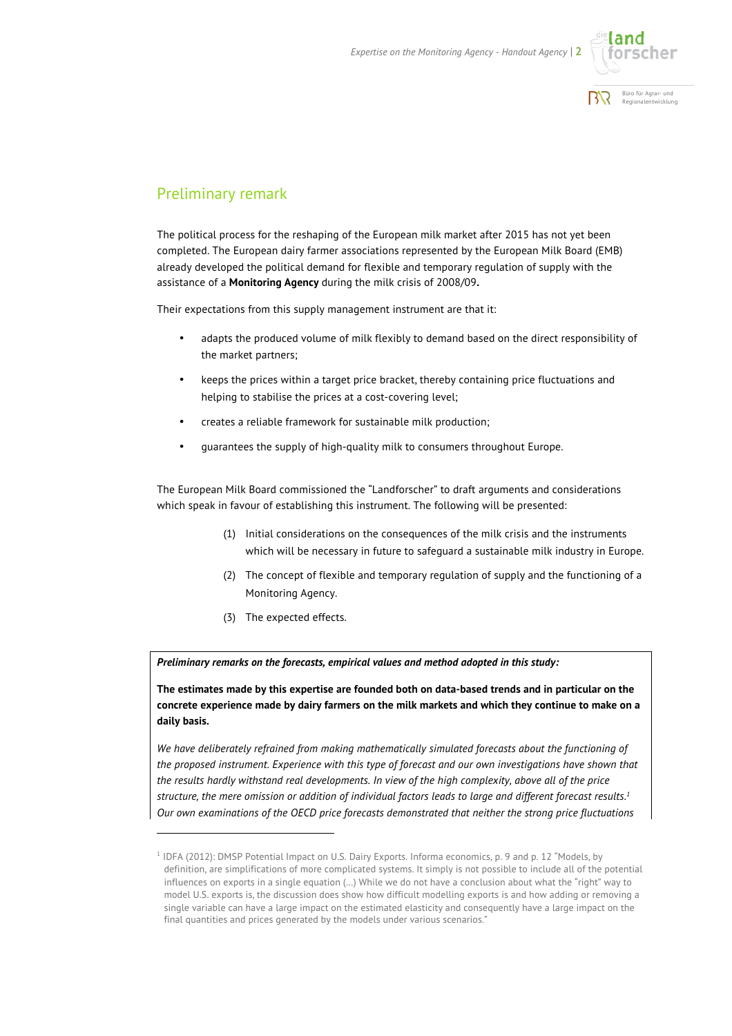## Preliminary remark

The political process for the reshaping of the European milk market after 2015 has not yet been completed. The European dairy farmer associations represented by the European Milk Board (EMB) already developed the political demand for flexible and temporary regulation of supply with the assistance of a **Monitoring Agency** during the milk crisis of 2008/09**.**

Their expectations from this supply management instrument are that it:

- adapts the produced volume of milk flexibly to demand based on the direct responsibility of the market partners;
- keeps the prices within a target price bracket, thereby containing price fluctuations and helping to stabilise the prices at a cost-covering level;
- creates a reliable framework for sustainable milk production;
- guarantees the supply of high-quality milk to consumers throughout Europe.

The European Milk Board commissioned the "Landforscher" to draft arguments and considerations which speak in favour of establishing this instrument. The following will be presented:

(1) Initial considerations on the consequences of the milk crisis and the instruments which will be necessary in future to safeguard a sustainable milk industry in Europe.

(2) The concept of flexible and temporary regulation of supply and the functioning of a Monitoring Agency.

(3) The expected effects.

***Preliminary remarks on the forecasts, empirical values and method adopted in this study:***

**The estimates made by this expertise are founded both on data-based trends and in particular on the concrete experience made by dairy farmers on the milk markets and which they continue to make on a daily basis.**

*We have deliberately refrained from making mathematically simulated forecasts about the functioning of the proposed instrument. Experience with this type of forecast and our own investigations have shown that the results hardly withstand real developments. In view of the high complexity, above all of the price structure, the mere omission or addition of individual factors leads to large and different forecast results.*[1] *Our own examinations of the OECD price forecasts demonstrated that neither the strong price fluctuations*

[1] IDFA (2012): DMSP Potential Impact on U.S. Dairy Exports. Informa economics, p. 9 and p. 12 "Models, by definition, are simplifications of more complicated systems. It simply is not possible to include all of the potential influences on exports in a single equation (…) While we do not have a conclusion about what the "right" way to model U.S. exports is, the discussion does show how difficult modelling exports is and how adding or removing a single variable can have a large impact on the estimated elasticity and consequently have a large impact on the final quantities and prices generated by the models under various scenarios."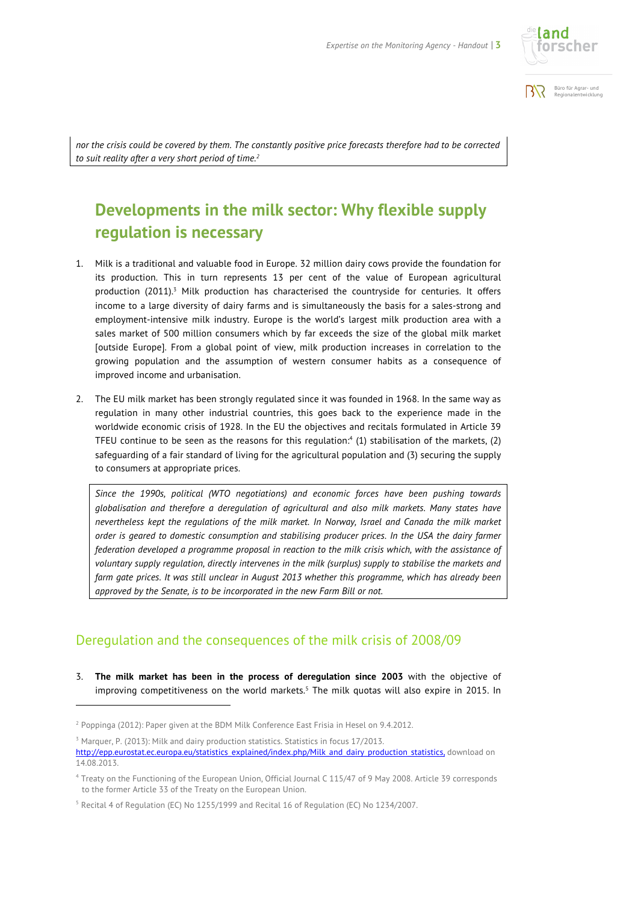*nor the crisis could be covered by them. The constantly positive price forecasts therefore had to be corrected to suit reality after a very short period of time.*[2]

## Developments in the milk sector: Why flexible supply regulation is necessary

1. Milk is a traditional and valuable food in Europe. 32 million dairy cows provide the foundation for its production. This in turn represents 13 per cent of the value of European agricultural production (2011).[3] Milk production has characterised the countryside for centuries. It offers income to a large diversity of dairy farms and is simultaneously the basis for a sales-strong and employment-intensive milk industry. Europe is the world's largest milk production area with a sales market of 500 million consumers which by far exceeds the size of the global milk market [outside Europe]. From a global point of view, milk production increases in correlation to the growing population and the assumption of western consumer habits as a consequence of improved income and urbanisation.

2. The EU milk market has been strongly regulated since it was founded in 1968. In the same way as regulation in many other industrial countries, this goes back to the experience made in the worldwide economic crisis of 1928. In the EU the objectives and recitals formulated in Article 39 TFEU continue to be seen as the reasons for this regulation:[4] (1) stabilisation of the markets, (2) safeguarding of a fair standard of living for the agricultural population and (3) securing the supply to consumers at appropriate prices.

   *Since the 1990s, political (WTO negotiations) and economic forces have been pushing towards globalisation and therefore a deregulation of agricultural and also milk markets. Many states have nevertheless kept the regulations of the milk market. In Norway, Israel and Canada the milk market order is geared to domestic consumption and stabilising producer prices. In the USA the dairy farmer federation developed a programme proposal in reaction to the milk crisis which, with the assistance of voluntary supply regulation, directly intervenes in the milk (surplus) supply to stabilise the markets and farm gate prices. It was still unclear in August 2013 whether this programme, which has already been approved by the Senate, is to be incorporated in the new Farm Bill or not.*

### Deregulation and the consequences of the milk crisis of 2008/09

3. **The milk market has been in the process of deregulation since 2003** with the objective of improving competitiveness on the world markets.[5] The milk quotas will also expire in 2015. In

---

[2] Poppinga (2012): Paper given at the BDM Milk Conference East Frisia in Hesel on 9.4.2012.

[3] Marquer, P. (2013): Milk and dairy production statistics. Statistics in focus 17/2013. http://epp.eurostat.ec.europa.eu/statistics_explained/index.php/Milk_and_dairy_production_statistics, download on 14.08.2013.

[4] Treaty on the Functioning of the European Union, Official Journal C 115/47 of 9 May 2008. Article 39 corresponds to the former Article 33 of the Treaty on the European Union.

[5] Recital 4 of Regulation (EC) No 1255/1999 and Recital 16 of Regulation (EC) No 1234/2007.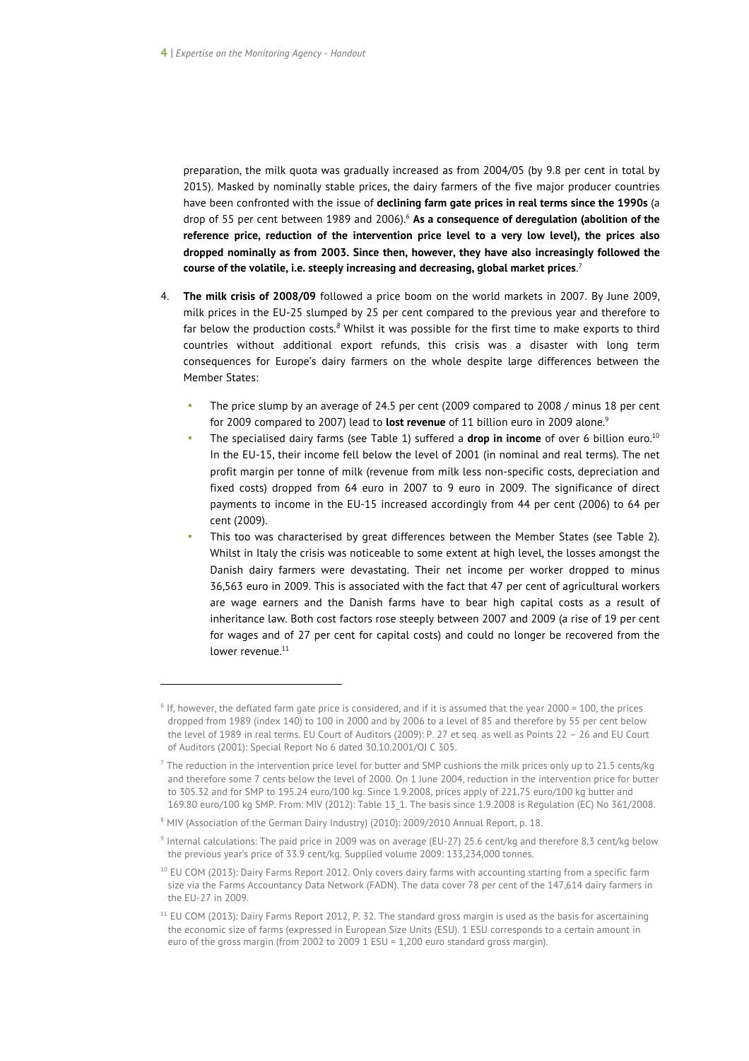preparation, the milk quota was gradually increased as from 2004/05 (by 9.8 per cent in total by 2015). Masked by nominally stable prices, the dairy farmers of the five major producer countries have been confronted with the issue of **declining farm gate prices in real terms since the 1990s** (a drop of 55 per cent between 1989 and 2006).[6] **As a consequence of deregulation (abolition of the reference price, reduction of the intervention price level to a very low level), the prices also dropped nominally as from 2003. Since then, however, they have also increasingly followed the course of the volatile, i.e. steeply increasing and decreasing, global market prices**.[7]

4. **The milk crisis of 2008/09** followed a price boom on the world markets in 2007. By June 2009, milk prices in the EU-25 slumped by 25 per cent compared to the previous year and therefore to far below the production costs.[8] Whilst it was possible for the first time to make exports to third countries without additional export refunds, this crisis was a disaster with long term consequences for Europe's dairy farmers on the whole despite large differences between the Member States:

   - The price slump by an average of 24.5 per cent (2009 compared to 2008 / minus 18 per cent for 2009 compared to 2007) lead to **lost revenue** of 11 billion euro in 2009 alone.[9]
   - The specialised dairy farms (see Table 1) suffered a **drop in income** of over 6 billion euro.[10] In the EU-15, their income fell below the level of 2001 (in nominal and real terms). The net profit margin per tonne of milk (revenue from milk less non-specific costs, depreciation and fixed costs) dropped from 64 euro in 2007 to 9 euro in 2009. The significance of direct payments to income in the EU-15 increased accordingly from 44 per cent (2006) to 64 per cent (2009).
   - This too was characterised by great differences between the Member States (see Table 2). Whilst in Italy the crisis was noticeable to some extent at high level, the losses amongst the Danish dairy farmers were devastating. Their net income per worker dropped to minus 36,563 euro in 2009. This is associated with the fact that 47 per cent of agricultural workers are wage earners and the Danish farms have to bear high capital costs as a result of inheritance law. Both cost factors rose steeply between 2007 and 2009 (a rise of 19 per cent for wages and of 27 per cent for capital costs) and could no longer be recovered from the lower revenue.[11]

---

[6] If, however, the deflated farm gate price is considered, and if it is assumed that the year 2000 = 100, the prices dropped from 1989 (index 140) to 100 in 2000 and by 2006 to a level of 85 and therefore by 55 per cent below the level of 1989 in real terms. EU Court of Auditors (2009): P. 27 et seq. as well as Points 22 – 26 and EU Court of Auditors (2001): Special Report No 6 dated 30.10.2001/OJ C 305.

[7] The reduction in the intervention price level for butter and SMP cushions the milk prices only up to 21.5 cents/kg and therefore some 7 cents below the level of 2000. On 1 June 2004, reduction in the intervention price for butter to 305.32 and for SMP to 195.24 euro/100 kg. Since 1.9.2008, prices apply of 221.75 euro/100 kg butter and 169.80 euro/100 kg SMP. From: MIV (2012): Table 13_1. The basis since 1.9.2008 is Regulation (EC) No 361/2008.

[8] MIV (Association of the German Dairy Industry) (2010): 2009/2010 Annual Report, p. 18.

[9] Internal calculations: The paid price in 2009 was on average (EU-27) 25.6 cent/kg and therefore 8.3 cent/kg below the previous year's price of 33.9 cent/kg. Supplied volume 2009: 133,234,000 tonnes.

[10] EU COM (2013): Dairy Farms Report 2012. Only covers dairy farms with accounting starting from a specific farm size via the Farms Accountancy Data Network (FADN). The data cover 78 per cent of the 147,614 dairy farmers in the EU-27 in 2009.

[11] EU COM (2013): Dairy Farms Report 2012, P. 32. The standard gross margin is used as the basis for ascertaining the economic size of farms (expressed in European Size Units (ESU). 1 ESU corresponds to a certain amount in euro of the gross margin (from 2002 to 2009 1 ESU = 1,200 euro standard gross margin).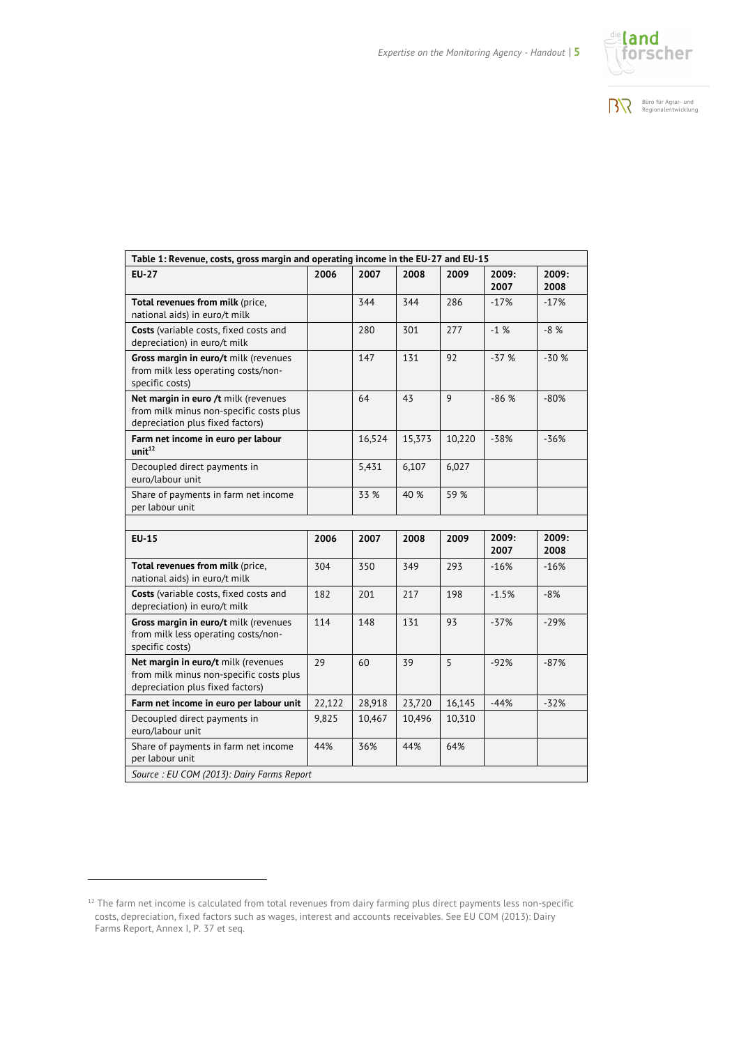| Table 1: Revenue, costs, gross margin and operating income in the EU-27 and EU-15 | | | | | | |
|---|---|---|---|---|---|---|
| **EU-27** | **2006** | **2007** | **2008** | **2009** | **2009: 2007** | **2009: 2008** |
| **Total revenues from milk** (price, national aids) in euro/t milk | | 344 | 344 | 286 | -17% | -17% |
| **Costs** (variable costs, fixed costs and depreciation) in euro/t milk | | 280 | 301 | 277 | -1 % | -8 % |
| **Gross margin in euro/t** milk (revenues from milk less operating costs/non-specific costs) | | 147 | 131 | 92 | -37 % | -30 % |
| **Net margin in euro /t** milk (revenues from milk minus non-specific costs plus depreciation plus fixed factors) | | 64 | 43 | 9 | -86 % | -80% |
| **Farm net income in euro per labour unit**[12] | | 16,524 | 15,373 | 10,220 | -38% | -36% |
| Decoupled direct payments in euro/labour unit | | 5,431 | 6,107 | 6,027 | | |
| Share of payments in farm net income per labour unit | | 33 % | 40 % | 59 % | | |
| | | | | | | |
| **EU-15** | **2006** | **2007** | **2008** | **2009** | **2009: 2007** | **2009: 2008** |
| **Total revenues from milk** (price, national aids) in euro/t milk | 304 | 350 | 349 | 293 | -16% | -16% |
| **Costs** (variable costs, fixed costs and depreciation) in euro/t milk | 182 | 201 | 217 | 198 | -1.5% | -8% |
| **Gross margin in euro/t** milk (revenues from milk less operating costs/non-specific costs) | 114 | 148 | 131 | 93 | -37% | -29% |
| **Net margin in euro/t** milk (revenues from milk minus non-specific costs plus depreciation plus fixed factors) | 29 | 60 | 39 | 5 | -92% | -87% |
| **Farm net income in euro per labour unit** | 22,122 | 28,918 | 23,720 | 16,145 | -44% | -32% |
| Decoupled direct payments in euro/labour unit | 9,825 | 10,467 | 10,496 | 10,310 | | |
| Share of payments in farm net income per labour unit | 44% | 36% | 44% | 64% | | |
| *Source : EU COM (2013): Dairy Farms Report* | | | | | | |

[12] The farm net income is calculated from total revenues from dairy farming plus direct payments less non-specific costs, depreciation, fixed factors such as wages, interest and accounts receivables. See EU COM (2013): Dairy Farms Report, Annex I, P. 37 et seq.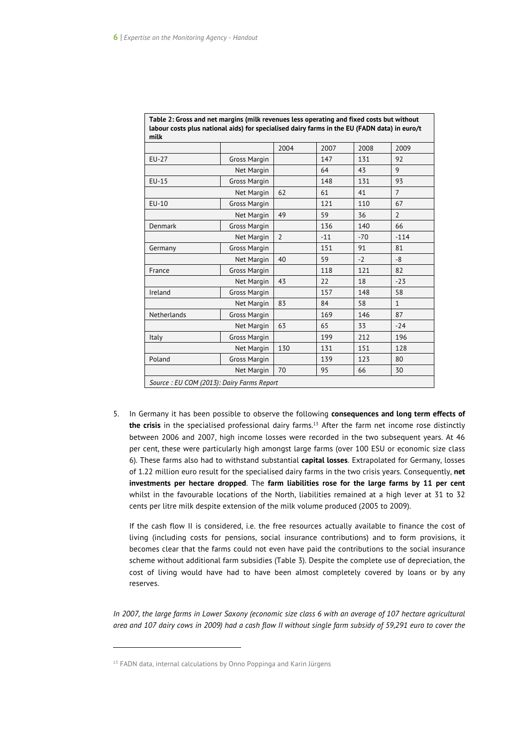**Table 2: Gross and net margins (milk revenues less operating and fixed costs but without labour costs plus national aids) for specialised dairy farms in the EU (FADN data) in euro/t milk**

| | | 2004 | 2007 | 2008 | 2009 |
|---|---|---|---|---|---|
| EU-27 | Gross Margin | | 147 | 131 | 92 |
| | Net Margin | | 64 | 43 | 9 |
| EU-15 | Gross Margin | | 148 | 131 | 93 |
| | Net Margin | 62 | 61 | 41 | 7 |
| EU-10 | Gross Margin | | 121 | 110 | 67 |
| | Net Margin | 49 | 59 | 36 | 2 |
| Denmark | Gross Margin | | 136 | 140 | 66 |
| | Net Margin | 2 | -11 | -70 | -114 |
| Germany | Gross Margin | | 151 | 91 | 81 |
| | Net Margin | 40 | 59 | -2 | -8 |
| France | Gross Margin | | 118 | 121 | 82 |
| | Net Margin | 43 | 22 | 18 | -23 |
| Ireland | Gross Margin | | 157 | 148 | 58 |
| | Net Margin | 83 | 84 | 58 | 1 |
| Netherlands | Gross Margin | | 169 | 146 | 87 |
| | Net Margin | 63 | 65 | 33 | -24 |
| Italy | Gross Margin | | 199 | 212 | 196 |
| | Net Margin | 130 | 131 | 151 | 128 |
| Poland | Gross Margin | | 139 | 123 | 80 |
| | Net Margin | 70 | 95 | 66 | 30 |

*Source : EU COM (2013): Dairy Farms Report*

5. In Germany it has been possible to observe the following **consequences and long term effects of the crisis** in the specialised professional dairy farms.[13] After the farm net income rose distinctly between 2006 and 2007, high income losses were recorded in the two subsequent years. At 46 per cent, these were particularly high amongst large farms (over 100 ESU or economic size class 6). These farms also had to withstand substantial **capital losses**. Extrapolated for Germany, losses of 1.22 million euro result for the specialised dairy farms in the two crisis years. Consequently, **net investments per hectare dropped**. The **farm liabilities rose for the large farms by 11 per cent** whilst in the favourable locations of the North, liabilities remained at a high lever at 31 to 32 cents per litre milk despite extension of the milk volume produced (2005 to 2009).

   If the cash flow II is considered, i.e. the free resources actually available to finance the cost of living (including costs for pensions, social insurance contributions) and to form provisions, it becomes clear that the farms could not even have paid the contributions to the social insurance scheme without additional farm subsidies (Table 3). Despite the complete use of depreciation, the cost of living would have had to have been almost completely covered by loans or by any reserves.

*In 2007, the large farms in Lower Saxony (economic size class 6 with an average of 107 hectare agricultural area and 107 dairy cows in 2009) had a cash flow II without single farm subsidy of 59,291 euro to cover the*

[13] FADN data, internal calculations by Onno Poppinga and Karin Jürgens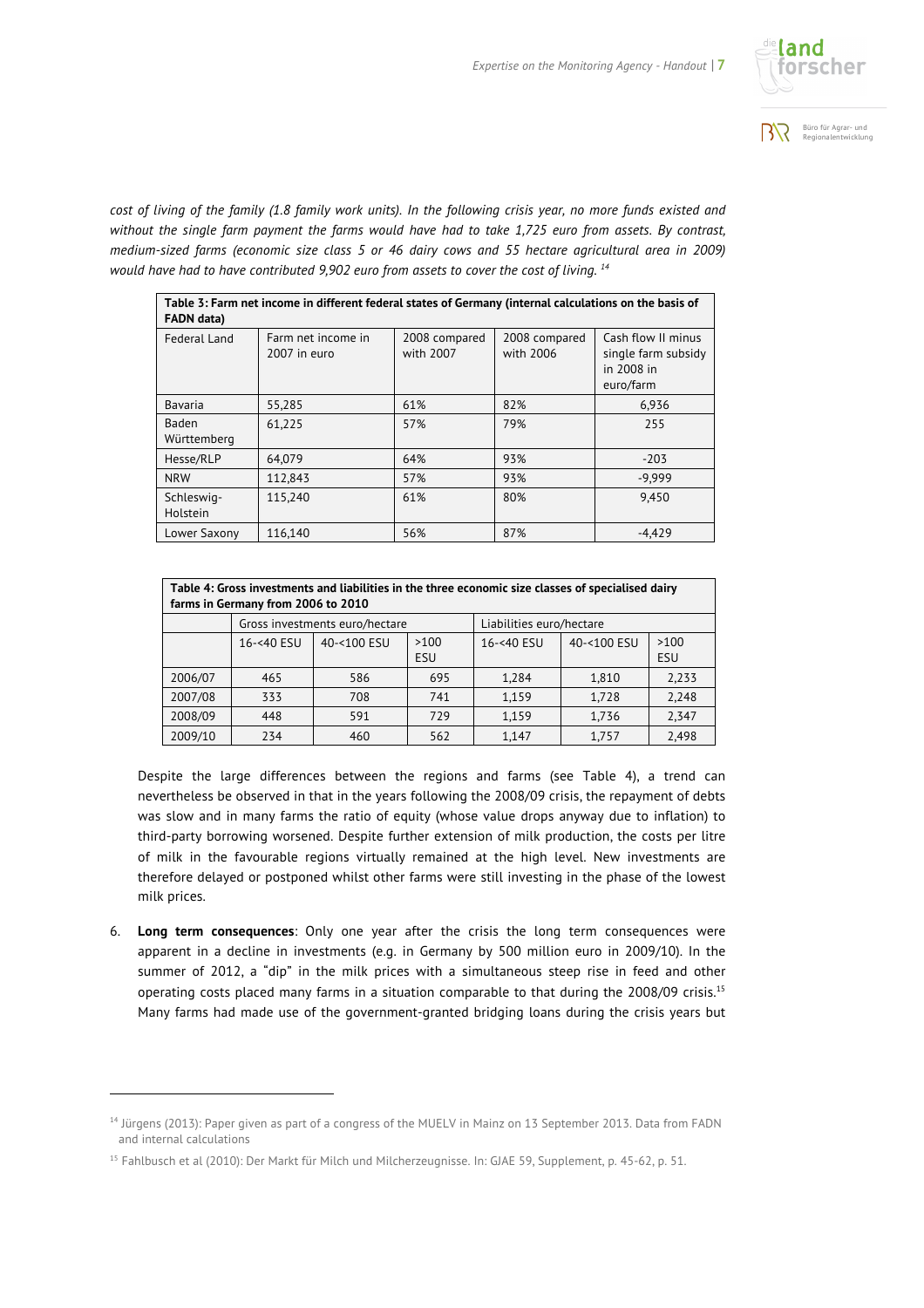*cost of living of the family (1.8 family work units). In the following crisis year, no more funds existed and without the single farm payment the farms would have had to take 1,725 euro from assets. By contrast, medium-sized farms (economic size class 5 or 46 dairy cows and 55 hectare agricultural area in 2009) would have had to have contributed 9,902 euro from assets to cover the cost of living.* [14]

**Table 3: Farm net income in different federal states of Germany (internal calculations on the basis of FADN data)**

| Federal Land | Farm net income in 2007 in euro | 2008 compared with 2007 | 2008 compared with 2006 | Cash flow II minus single farm subsidy in 2008 in euro/farm |
|---|---|---|---|---|
| Bavaria | 55,285 | 61% | 82% | 6,936 |
| Baden Württemberg | 61,225 | 57% | 79% | 255 |
| Hesse/RLP | 64,079 | 64% | 93% | -203 |
| NRW | 112,843 | 57% | 93% | -9,999 |
| Schleswig-Holstein | 115,240 | 61% | 80% | 9,450 |
| Lower Saxony | 116,140 | 56% | 87% | -4,429 |

**Table 4: Gross investments and liabilities in the three economic size classes of specialised dairy farms in Germany from 2006 to 2010**

| | Gross investments euro/hectare | | | Liabilities euro/hectare | | |
|---|---|---|---|---|---|---|
| | 16-<40 ESU | 40-<100 ESU | >100 ESU | 16-<40 ESU | 40-<100 ESU | >100 ESU |
| 2006/07 | 465 | 586 | 695 | 1,284 | 1,810 | 2,233 |
| 2007/08 | 333 | 708 | 741 | 1,159 | 1,728 | 2,248 |
| 2008/09 | 448 | 591 | 729 | 1,159 | 1,736 | 2,347 |
| 2009/10 | 234 | 460 | 562 | 1,147 | 1,757 | 2,498 |

Despite the large differences between the regions and farms (see Table 4), a trend can nevertheless be observed in that in the years following the 2008/09 crisis, the repayment of debts was slow and in many farms the ratio of equity (whose value drops anyway due to inflation) to third-party borrowing worsened. Despite further extension of milk production, the costs per litre of milk in the favourable regions virtually remained at the high level. New investments are therefore delayed or postponed whilst other farms were still investing in the phase of the lowest milk prices.

6. **Long term consequences**: Only one year after the crisis the long term consequences were apparent in a decline in investments (e.g. in Germany by 500 million euro in 2009/10). In the summer of 2012, a "dip" in the milk prices with a simultaneous steep rise in feed and other operating costs placed many farms in a situation comparable to that during the 2008/09 crisis.[15] Many farms had made use of the government-granted bridging loans during the crisis years but

---

[14] Jürgens (2013): Paper given as part of a congress of the MUELV in Mainz on 13 September 2013. Data from FADN and internal calculations

[15] Fahlbusch et al (2010): Der Markt für Milch und Milcherzeugnisse. In: GJAE 59, Supplement, p. 45-62, p. 51.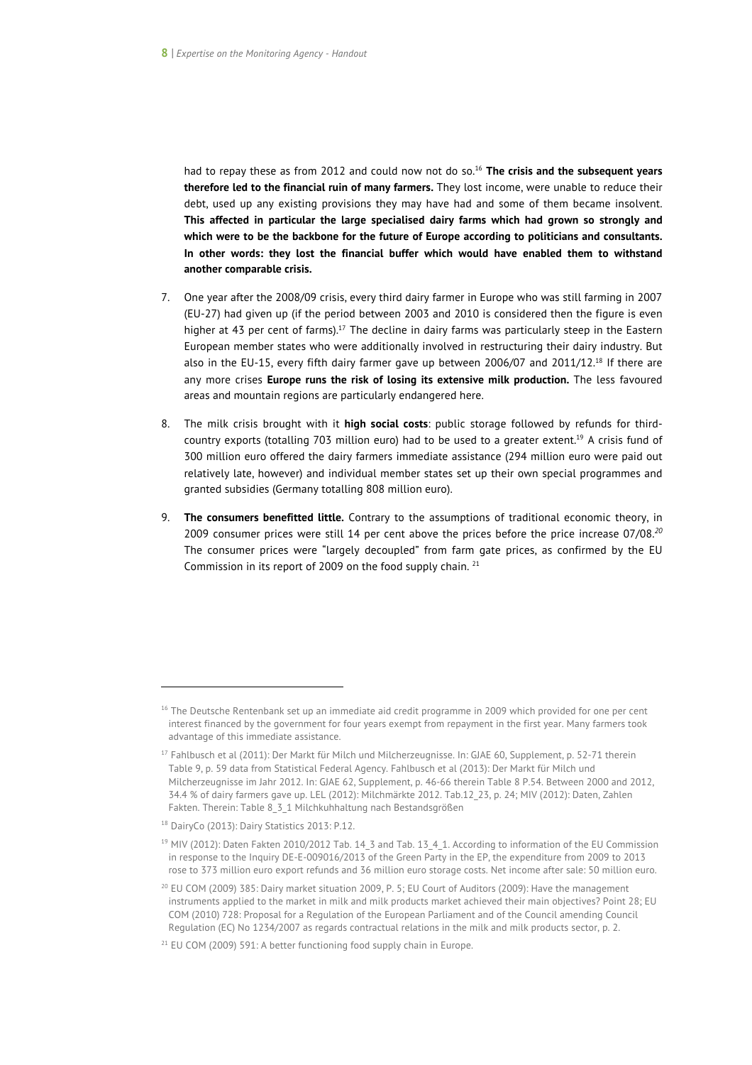had to repay these as from 2012 and could now not do so.[16] **The crisis and the subsequent years therefore led to the financial ruin of many farmers.** They lost income, were unable to reduce their debt, used up any existing provisions they may have had and some of them became insolvent. **This affected in particular the large specialised dairy farms which had grown so strongly and which were to be the backbone for the future of Europe according to politicians and consultants. In other words: they lost the financial buffer which would have enabled them to withstand another comparable crisis.**

7. One year after the 2008/09 crisis, every third dairy farmer in Europe who was still farming in 2007 (EU-27) had given up (if the period between 2003 and 2010 is considered then the figure is even higher at 43 per cent of farms).[17] The decline in dairy farms was particularly steep in the Eastern European member states who were additionally involved in restructuring their dairy industry. But also in the EU-15, every fifth dairy farmer gave up between 2006/07 and 2011/12.[18] If there are any more crises **Europe runs the risk of losing its extensive milk production.** The less favoured areas and mountain regions are particularly endangered here.

8. The milk crisis brought with it **high social costs**: public storage followed by refunds for third-country exports (totalling 703 million euro) had to be used to a greater extent.[19] A crisis fund of 300 million euro offered the dairy farmers immediate assistance (294 million euro were paid out relatively late, however) and individual member states set up their own special programmes and granted subsidies (Germany totalling 808 million euro).

9. **The consumers benefitted little.** Contrary to the assumptions of traditional economic theory, in 2009 consumer prices were still 14 per cent above the prices before the price increase 07/08.[20] The consumer prices were "largely decoupled" from farm gate prices, as confirmed by the EU Commission in its report of 2009 on the food supply chain. [21]

---

[16] The Deutsche Rentenbank set up an immediate aid credit programme in 2009 which provided for one per cent interest financed by the government for four years exempt from repayment in the first year. Many farmers took advantage of this immediate assistance.

[17] Fahlbusch et al (2011): Der Markt für Milch und Milcherzeugnisse. In: GJAE 60, Supplement, p. 52-71 therein Table 9, p. 59 data from Statistical Federal Agency. Fahlbusch et al (2013): Der Markt für Milch und Milcherzeugnisse im Jahr 2012. In: GJAE 62, Supplement, p. 46-66 therein Table 8 P.54. Between 2000 and 2012, 34.4 % of dairy farmers gave up. LEL (2012): Milchmärkte 2012. Tab.12_23, p. 24; MIV (2012): Daten, Zahlen Fakten. Therein: Table 8_3_1 Milchkuhhaltung nach Bestandsgrößen

[18] DairyCo (2013): Dairy Statistics 2013: P.12.

[19] MIV (2012): Daten Fakten 2010/2012 Tab. 14_3 and Tab. 13_4_1. According to information of the EU Commission in response to the Inquiry DE-E-009016/2013 of the Green Party in the EP, the expenditure from 2009 to 2013 rose to 373 million euro export refunds and 36 million euro storage costs. Net income after sale: 50 million euro.

[20] EU COM (2009) 385: Dairy market situation 2009, P. 5; EU Court of Auditors (2009): Have the management instruments applied to the market in milk and milk products market achieved their main objectives? Point 28; EU COM (2010) 728: Proposal for a Regulation of the European Parliament and of the Council amending Council Regulation (EC) No 1234/2007 as regards contractual relations in the milk and milk products sector, p. 2.

[21] EU COM (2009) 591: A better functioning food supply chain in Europe.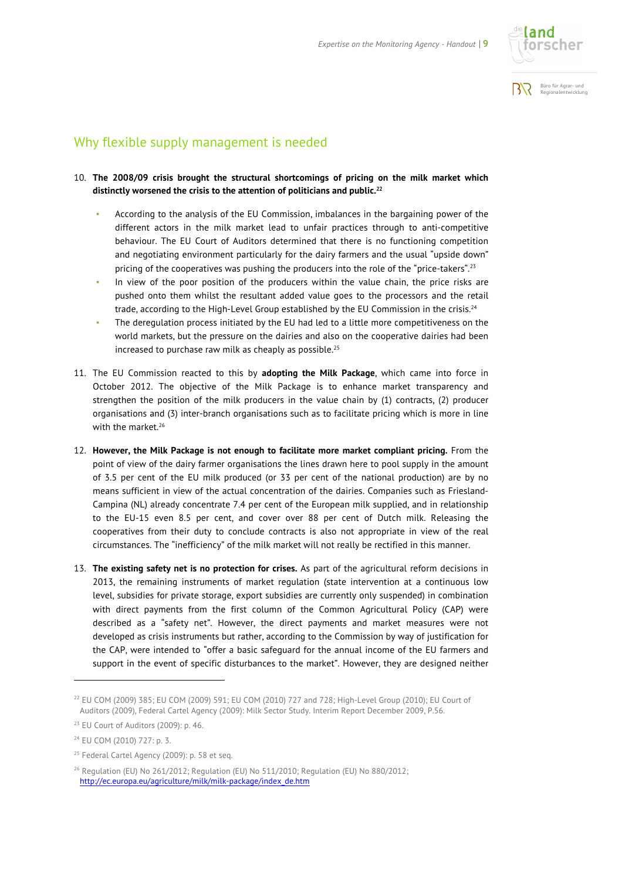## Why flexible supply management is needed

10. **The 2008/09 crisis brought the structural shortcomings of pricing on the milk market which distinctly worsened the crisis to the attention of politicians and public.**[22]

    - According to the analysis of the EU Commission, imbalances in the bargaining power of the different actors in the milk market lead to unfair practices through to anti-competitive behaviour. The EU Court of Auditors determined that there is no functioning competition and negotiating environment particularly for the dairy farmers and the usual "upside down" pricing of the cooperatives was pushing the producers into the role of the "price-takers".[23]
    - In view of the poor position of the producers within the value chain, the price risks are pushed onto them whilst the resultant added value goes to the processors and the retail trade, according to the High-Level Group established by the EU Commission in the crisis.[24]
    - The deregulation process initiated by the EU had led to a little more competitiveness on the world markets, but the pressure on the dairies and also on the cooperative dairies had been increased to purchase raw milk as cheaply as possible.[25]

11. The EU Commission reacted to this by **adopting the Milk Package**, which came into force in October 2012. The objective of the Milk Package is to enhance market transparency and strengthen the position of the milk producers in the value chain by (1) contracts, (2) producer organisations and (3) inter-branch organisations such as to facilitate pricing which is more in line with the market.[26]

12. **However, the Milk Package is not enough to facilitate more market compliant pricing.** From the point of view of the dairy farmer organisations the lines drawn here to pool supply in the amount of 3.5 per cent of the EU milk produced (or 33 per cent of the national production) are by no means sufficient in view of the actual concentration of the dairies. Companies such as Friesland-Campina (NL) already concentrate 7.4 per cent of the European milk supplied, and in relationship to the EU-15 even 8.5 per cent, and cover over 88 per cent of Dutch milk. Releasing the cooperatives from their duty to conclude contracts is also not appropriate in view of the real circumstances. The "inefficiency" of the milk market will not really be rectified in this manner.

13. **The existing safety net is no protection for crises.** As part of the agricultural reform decisions in 2013, the remaining instruments of market regulation (state intervention at a continuous low level, subsidies for private storage, export subsidies are currently only suspended) in combination with direct payments from the first column of the Common Agricultural Policy (CAP) were described as a "safety net". However, the direct payments and market measures were not developed as crisis instruments but rather, according to the Commission by way of justification for the CAP, were intended to "offer a basic safeguard for the annual income of the EU farmers and support in the event of specific disturbances to the market". However, they are designed neither

---

[22] EU COM (2009) 385; EU COM (2009) 591; EU COM (2010) 727 and 728; High-Level Group (2010); EU Court of Auditors (2009), Federal Cartel Agency (2009): Milk Sector Study. Interim Report December 2009, P.56.

[23] EU Court of Auditors (2009): p. 46.

[24] EU COM (2010) 727: p. 3.

[25] Federal Cartel Agency (2009): p. 58 et seq.

[26] Regulation (EU) No 261/2012; Regulation (EU) No 511/2010; Regulation (EU) No 880/2012; http://ec.europa.eu/agriculture/milk/milk-package/index_de.htm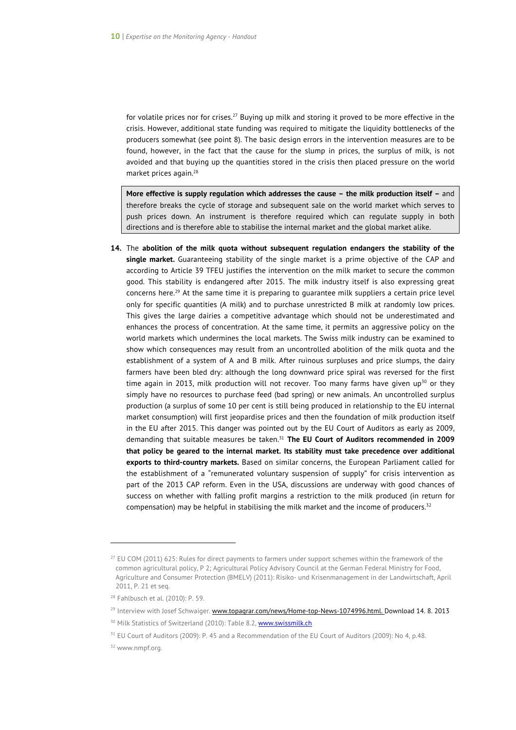for volatile prices nor for crises.[27] Buying up milk and storing it proved to be more effective in the crisis. However, additional state funding was required to mitigate the liquidity bottlenecks of the producers somewhat (see point 8). The basic design errors in the intervention measures are to be found, however, in the fact that the cause for the slump in prices, the surplus of milk, is not avoided and that buying up the quantities stored in the crisis then placed pressure on the world market prices again.[28]

> **More effective is supply regulation which addresses the cause – the milk production itself –** and therefore breaks the cycle of storage and subsequent sale on the world market which serves to push prices down. An instrument is therefore required which can regulate supply in both directions and is therefore able to stabilise the internal market and the global market alike.

**14.** The **abolition of the milk quota without subsequent regulation endangers the stability of the single market.** Guaranteeing stability of the single market is a prime objective of the CAP and according to Article 39 TFEU justifies the intervention on the milk market to secure the common good. This stability is endangered after 2015. The milk industry itself is also expressing great concerns here.[29] At the same time it is preparing to guarantee milk suppliers a certain price level only for specific quantities (A milk) and to purchase unrestricted B milk at randomly low prices. This gives the large dairies a competitive advantage which should not be underestimated and enhances the process of concentration. At the same time, it permits an aggressive policy on the world markets which undermines the local markets. The Swiss milk industry can be examined to show which consequences may result from an uncontrolled abolition of the milk quota and the establishment of a system of A and B milk. After ruinous surpluses and price slumps, the dairy farmers have been bled dry: although the long downward price spiral was reversed for the first time again in 2013, milk production will not recover. Too many farms have given up[30] or they simply have no resources to purchase feed (bad spring) or new animals. An uncontrolled surplus production (a surplus of some 10 per cent is still being produced in relationship to the EU internal market consumption) will first jeopardise prices and then the foundation of milk production itself in the EU after 2015. This danger was pointed out by the EU Court of Auditors as early as 2009, demanding that suitable measures be taken.[31] **The EU Court of Auditors recommended in 2009 that policy be geared to the internal market. Its stability must take precedence over additional exports to third-country markets.** Based on similar concerns, the European Parliament called for the establishment of a "remunerated voluntary suspension of supply" for crisis intervention as part of the 2013 CAP reform. Even in the USA, discussions are underway with good chances of success on whether with falling profit margins a restriction to the milk produced (in return for compensation) may be helpful in stabilising the milk market and the income of producers.[32]

---

[27] EU COM (2011) 625: Rules for direct payments to farmers under support schemes within the framework of the common agricultural policy, P 2; Agricultural Policy Advisory Council at the German Federal Ministry for Food, Agriculture and Consumer Protection (BMELV) (2011): Risiko- und Krisenmanagement in der Landwirtschaft, April 2011, P. 21 et seq.

[28] Fahlbusch et al. (2010): P. 59.

[29] Interview with Josef Schwaiger. www.topagrar.com/news/Home-top-News-1074996.html. Download 14. 8. 2013

[30] Milk Statistics of Switzerland (2010): Table 8.2, www.swissmilk.ch

[31] EU Court of Auditors (2009): P. 45 and a Recommendation of the EU Court of Auditors (2009): No 4, p.48.

[32] www.nmpf.org.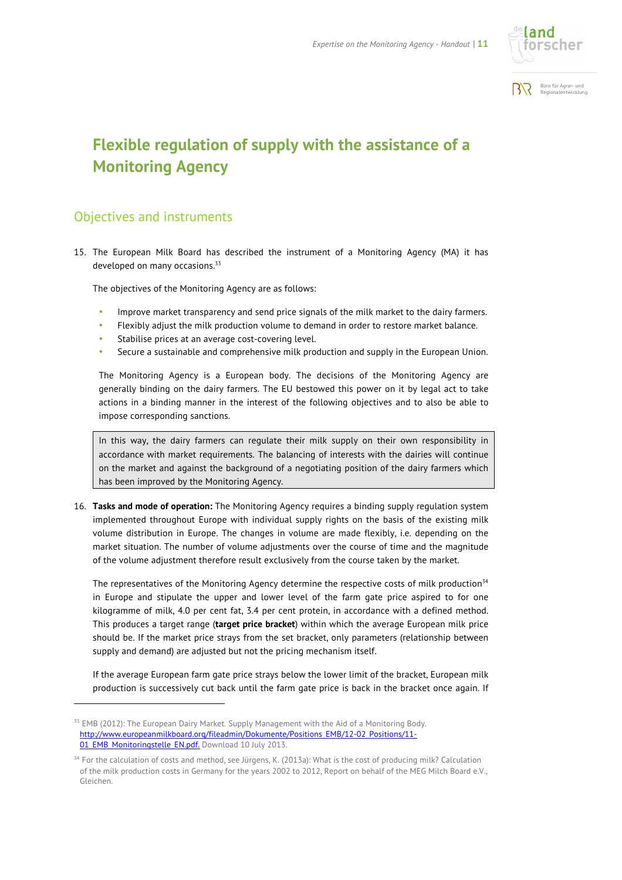# Flexible regulation of supply with the assistance of a Monitoring Agency

## Objectives and instruments

15. The European Milk Board has described the instrument of a Monitoring Agency (MA) it has developed on many occasions.[33]

    The objectives of the Monitoring Agency are as follows:

    - Improve market transparency and send price signals of the milk market to the dairy farmers.
    - Flexibly adjust the milk production volume to demand in order to restore market balance.
    - Stabilise prices at an average cost-covering level.
    - Secure a sustainable and comprehensive milk production and supply in the European Union.

    The Monitoring Agency is a European body. The decisions of the Monitoring Agency are generally binding on the dairy farmers. The EU bestowed this power on it by legal act to take actions in a binding manner in the interest of the following objectives and to also be able to impose corresponding sanctions.

    In this way, the dairy farmers can regulate their milk supply on their own responsibility in accordance with market requirements. The balancing of interests with the dairies will continue on the market and against the background of a negotiating position of the dairy farmers which has been improved by the Monitoring Agency.

16. **Tasks and mode of operation:** The Monitoring Agency requires a binding supply regulation system implemented throughout Europe with individual supply rights on the basis of the existing milk volume distribution in Europe. The changes in volume are made flexibly, i.e. depending on the market situation. The number of volume adjustments over the course of time and the magnitude of the volume adjustment therefore result exclusively from the course taken by the market.

    The representatives of the Monitoring Agency determine the respective costs of milk production[34] in Europe and stipulate the upper and lower level of the farm gate price aspired to for one kilogramme of milk, 4.0 per cent fat, 3.4 per cent protein, in accordance with a defined method. This produces a target range (**target price bracket**) within which the average European milk price should be. If the market price strays from the set bracket, only parameters (relationship between supply and demand) are adjusted but not the pricing mechanism itself.

    If the average European farm gate price strays below the lower limit of the bracket, European milk production is successively cut back until the farm gate price is back in the bracket once again. If

---

[33] EMB (2012): The European Dairy Market. Supply Management with the Aid of a Monitoring Body. http://www.europeanmilkboard.org/fileadmin/Dokumente/Positions_EMB/12-02_Positions/11-01_EMB_Monitoringstelle_EN.pdf. Download 10 July 2013.

[34] For the calculation of costs and method, see Jürgens, K. (2013a): What is the cost of producing milk? Calculation of the milk production costs in Germany for the years 2002 to 2012, Report on behalf of the MEG Milch Board e.V., Gleichen.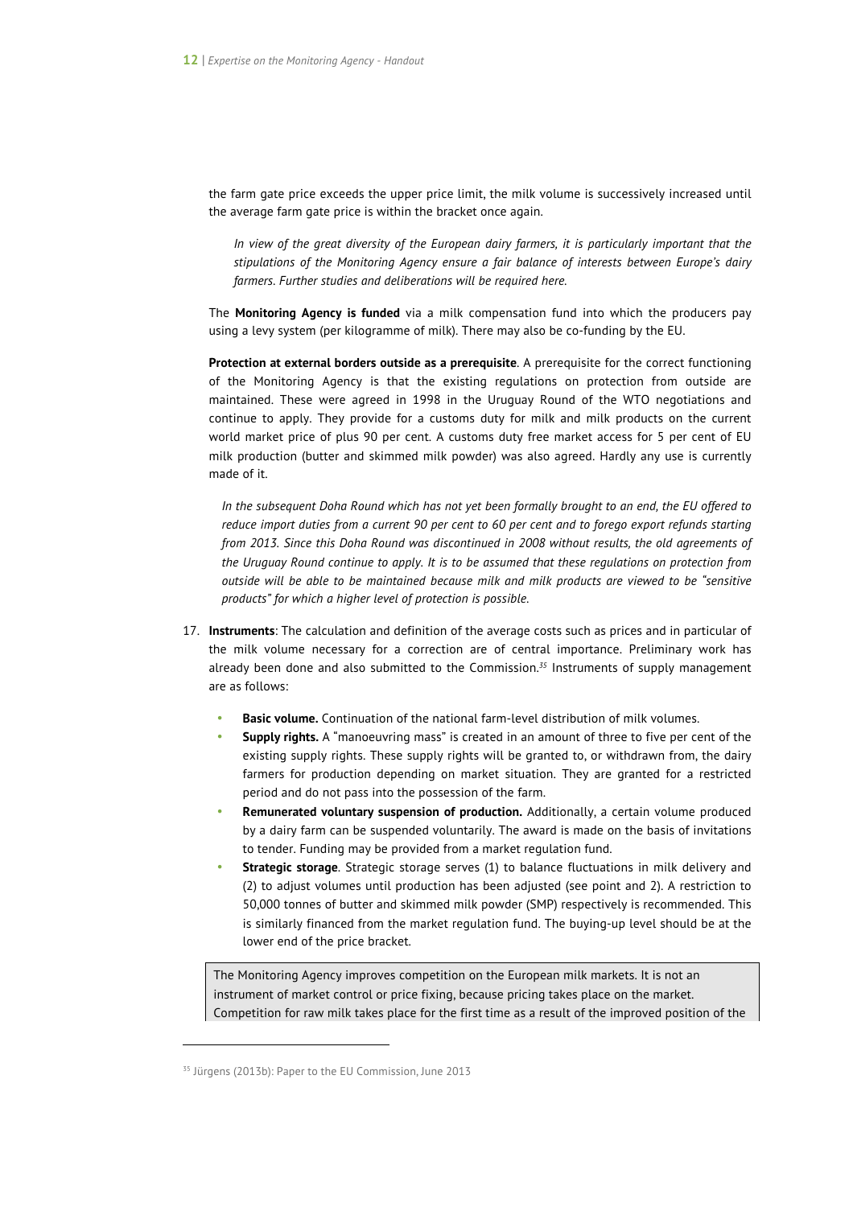the farm gate price exceeds the upper price limit, the milk volume is successively increased until the average farm gate price is within the bracket once again.

*In view of the great diversity of the European dairy farmers, it is particularly important that the stipulations of the Monitoring Agency ensure a fair balance of interests between Europe's dairy farmers. Further studies and deliberations will be required here.*

The **Monitoring Agency is funded** via a milk compensation fund into which the producers pay using a levy system (per kilogramme of milk). There may also be co-funding by the EU.

**Protection at external borders outside as a prerequisite**. A prerequisite for the correct functioning of the Monitoring Agency is that the existing regulations on protection from outside are maintained. These were agreed in 1998 in the Uruguay Round of the WTO negotiations and continue to apply. They provide for a customs duty for milk and milk products on the current world market price of plus 90 per cent. A customs duty free market access for 5 per cent of EU milk production (butter and skimmed milk powder) was also agreed. Hardly any use is currently made of it.

*In the subsequent Doha Round which has not yet been formally brought to an end, the EU offered to reduce import duties from a current 90 per cent to 60 per cent and to forego export refunds starting from 2013. Since this Doha Round was discontinued in 2008 without results, the old agreements of the Uruguay Round continue to apply. It is to be assumed that these regulations on protection from outside will be able to be maintained because milk and milk products are viewed to be "sensitive products" for which a higher level of protection is possible.*

17. **Instruments**: The calculation and definition of the average costs such as prices and in particular of the milk volume necessary for a correction are of central importance. Preliminary work has already been done and also submitted to the Commission.[35] Instruments of supply management are as follows:

    - **Basic volume.** Continuation of the national farm-level distribution of milk volumes.
    - **Supply rights.** A "manoeuvring mass" is created in an amount of three to five per cent of the existing supply rights. These supply rights will be granted to, or withdrawn from, the dairy farmers for production depending on market situation. They are granted for a restricted period and do not pass into the possession of the farm.
    - **Remunerated voluntary suspension of production.** Additionally, a certain volume produced by a dairy farm can be suspended voluntarily. The award is made on the basis of invitations to tender. Funding may be provided from a market regulation fund.
    - **Strategic storage**. Strategic storage serves (1) to balance fluctuations in milk delivery and (2) to adjust volumes until production has been adjusted (see point and 2). A restriction to 50,000 tonnes of butter and skimmed milk powder (SMP) respectively is recommended. This is similarly financed from the market regulation fund. The buying-up level should be at the lower end of the price bracket.

> The Monitoring Agency improves competition on the European milk markets. It is not an instrument of market control or price fixing, because pricing takes place on the market. Competition for raw milk takes place for the first time as a result of the improved position of the

[35] Jürgens (2013b): Paper to the EU Commission, June 2013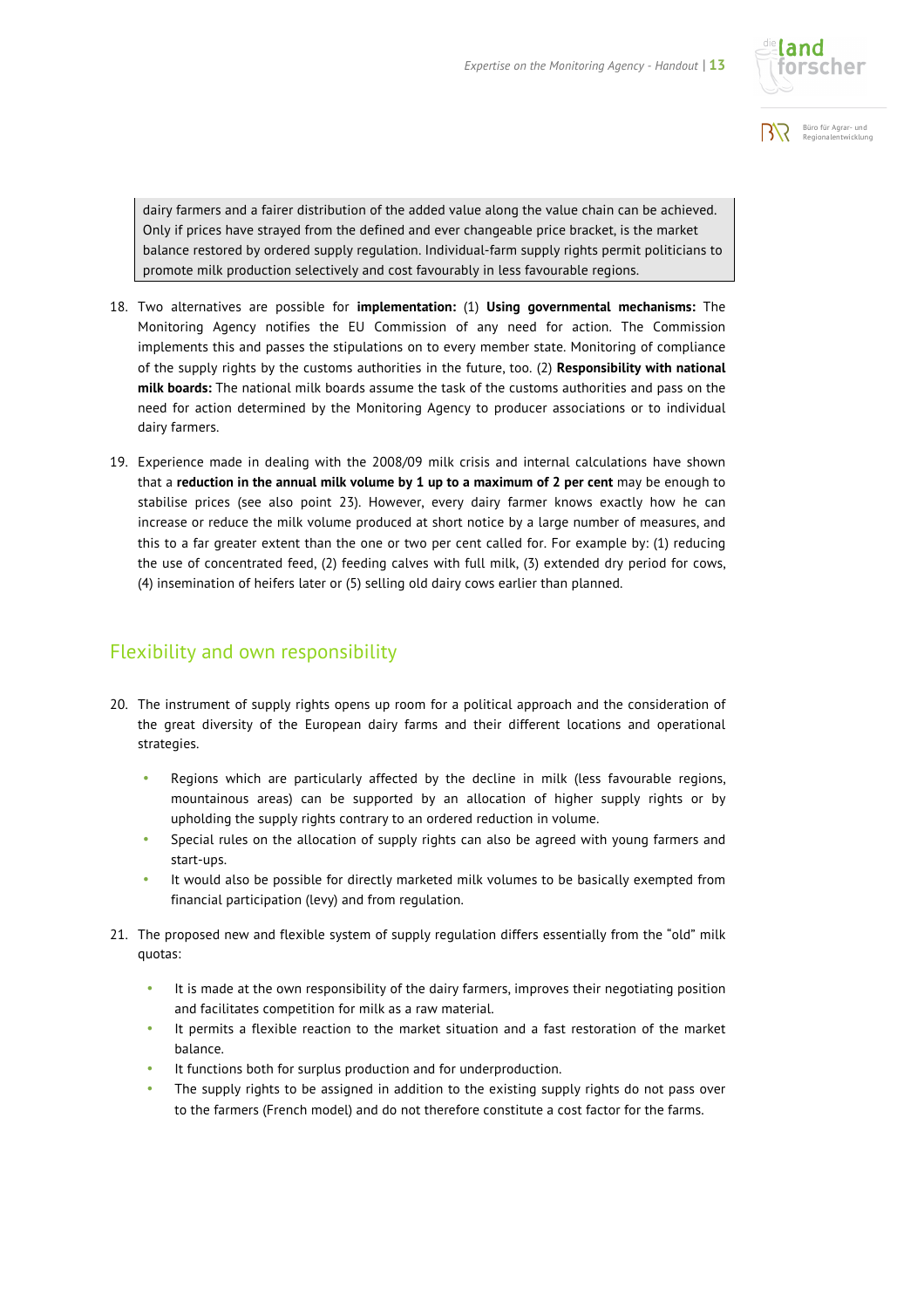dairy farmers and a fairer distribution of the added value along the value chain can be achieved. Only if prices have strayed from the defined and ever changeable price bracket, is the market balance restored by ordered supply regulation. Individual-farm supply rights permit politicians to promote milk production selectively and cost favourably in less favourable regions.

18. Two alternatives are possible for **implementation:** (1) **Using governmental mechanisms:** The Monitoring Agency notifies the EU Commission of any need for action. The Commission implements this and passes the stipulations on to every member state. Monitoring of compliance of the supply rights by the customs authorities in the future, too. (2) **Responsibility with national milk boards:** The national milk boards assume the task of the customs authorities and pass on the need for action determined by the Monitoring Agency to producer associations or to individual dairy farmers.

19. Experience made in dealing with the 2008/09 milk crisis and internal calculations have shown that a **reduction in the annual milk volume by 1 up to a maximum of 2 per cent** may be enough to stabilise prices (see also point 23). However, every dairy farmer knows exactly how he can increase or reduce the milk volume produced at short notice by a large number of measures, and this to a far greater extent than the one or two per cent called for. For example by: (1) reducing the use of concentrated feed, (2) feeding calves with full milk, (3) extended dry period for cows, (4) insemination of heifers later or (5) selling old dairy cows earlier than planned.

## Flexibility and own responsibility

20. The instrument of supply rights opens up room for a political approach and the consideration of the great diversity of the European dairy farms and their different locations and operational strategies.

    - Regions which are particularly affected by the decline in milk (less favourable regions, mountainous areas) can be supported by an allocation of higher supply rights or by upholding the supply rights contrary to an ordered reduction in volume.
    - Special rules on the allocation of supply rights can also be agreed with young farmers and start-ups.
    - It would also be possible for directly marketed milk volumes to be basically exempted from financial participation (levy) and from regulation.

21. The proposed new and flexible system of supply regulation differs essentially from the "old" milk quotas:

    - It is made at the own responsibility of the dairy farmers, improves their negotiating position and facilitates competition for milk as a raw material.
    - It permits a flexible reaction to the market situation and a fast restoration of the market balance.
    - It functions both for surplus production and for underproduction.
    - The supply rights to be assigned in addition to the existing supply rights do not pass over to the farmers (French model) and do not therefore constitute a cost factor for the farms.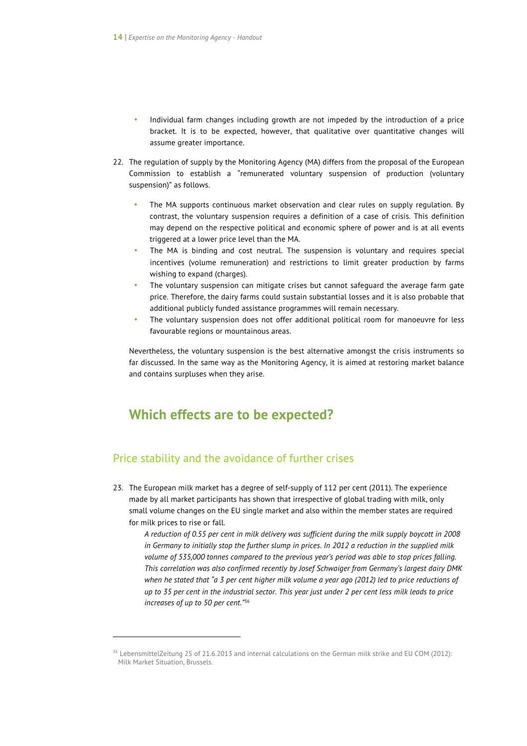- Individual farm changes including growth are not impeded by the introduction of a price bracket. It is to be expected, however, that qualitative over quantitative changes will assume greater importance.

22. The regulation of supply by the Monitoring Agency (MA) differs from the proposal of the European Commission to establish a "remunerated voluntary suspension of production (voluntary suspension)" as follows.

    - The MA supports continuous market observation and clear rules on supply regulation. By contrast, the voluntary suspension requires a definition of a case of crisis. This definition may depend on the respective political and economic sphere of power and is at all events triggered at a lower price level than the MA.
    - The MA is binding and cost neutral. The suspension is voluntary and requires special incentives (volume remuneration) and restrictions to limit greater production by farms wishing to expand (charges).
    - The voluntary suspension can mitigate crises but cannot safeguard the average farm gate price. Therefore, the dairy farms could sustain substantial losses and it is also probable that additional publicly funded assistance programmes will remain necessary.
    - The voluntary suspension does not offer additional political room for manoeuvre for less favourable regions or mountainous areas.

    Nevertheless, the voluntary suspension is the best alternative amongst the crisis instruments so far discussed. In the same way as the Monitoring Agency, it is aimed at restoring market balance and contains surpluses when they arise.

## Which effects are to be expected?

### Price stability and the avoidance of further crises

23. The European milk market has a degree of self-supply of 112 per cent (2011). The experience made by all market participants has shown that irrespective of global trading with milk, only small volume changes on the EU single market and also within the member states are required for milk prices to rise or fall.

    *A reduction of 0.55 per cent in milk delivery was sufficient during the milk supply boycott in 2008 in Germany to initially stop the further slump in prices. In 2012 a reduction in the supplied milk volume of 535,000 tonnes compared to the previous year's period was able to stop prices falling. This correlation was also confirmed recently by Josef Schwaiger from Germany's largest dairy DMK when he stated that "a 3 per cent higher milk volume a year ago (2012) led to price reductions of up to 35 per cent in the industrial sector. This year just under 2 per cent less milk leads to price increases of up to 50 per cent."*[36]

---

[36] LebensmittelZeitung 25 of 21.6.2013 and internal calculations on the German milk strike and EU COM (2012): Milk Market Situation, Brussels.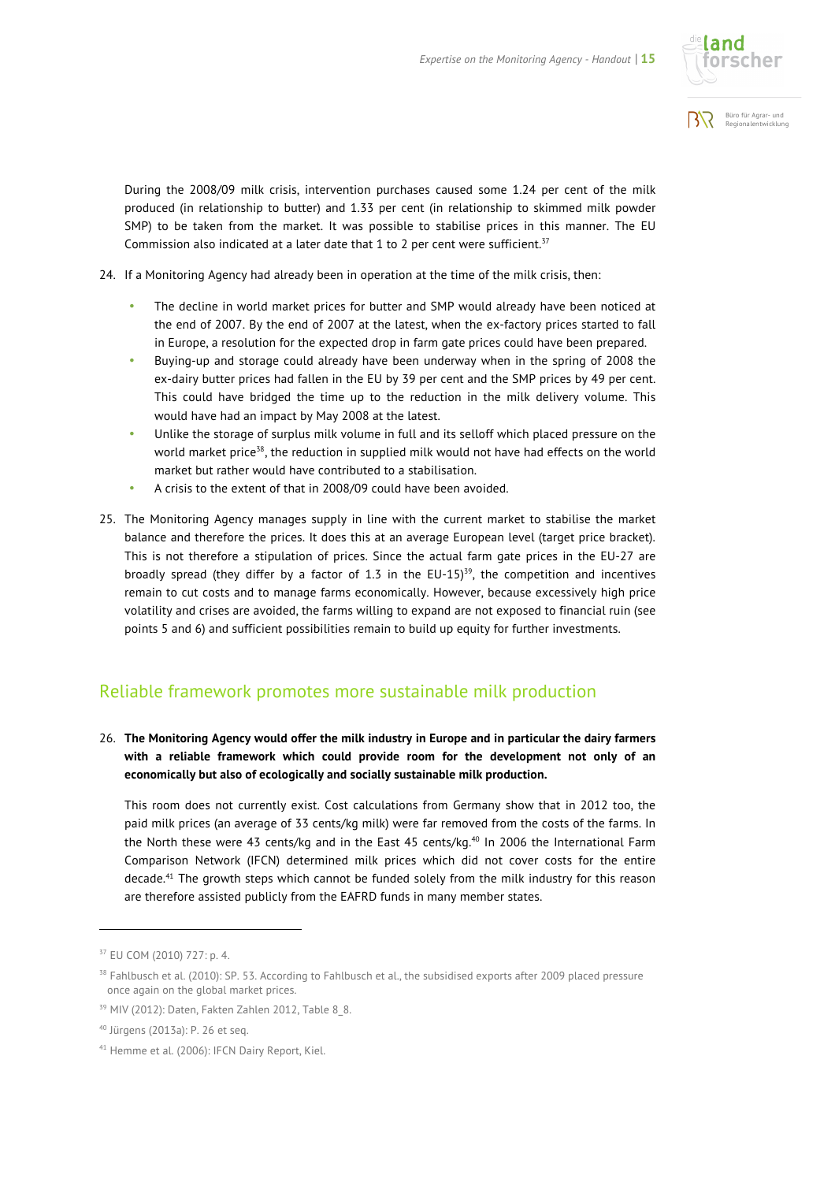During the 2008/09 milk crisis, intervention purchases caused some 1.24 per cent of the milk produced (in relationship to butter) and 1.33 per cent (in relationship to skimmed milk powder SMP) to be taken from the market. It was possible to stabilise prices in this manner. The EU Commission also indicated at a later date that 1 to 2 per cent were sufficient.[37]

24. If a Monitoring Agency had already been in operation at the time of the milk crisis, then:

    - The decline in world market prices for butter and SMP would already have been noticed at the end of 2007. By the end of 2007 at the latest, when the ex-factory prices started to fall in Europe, a resolution for the expected drop in farm gate prices could have been prepared.
    - Buying-up and storage could already have been underway when in the spring of 2008 the ex-dairy butter prices had fallen in the EU by 39 per cent and the SMP prices by 49 per cent. This could have bridged the time up to the reduction in the milk delivery volume. This would have had an impact by May 2008 at the latest.
    - Unlike the storage of surplus milk volume in full and its selloff which placed pressure on the world market price[38], the reduction in supplied milk would not have had effects on the world market but rather would have contributed to a stabilisation.
    - A crisis to the extent of that in 2008/09 could have been avoided.

25. The Monitoring Agency manages supply in line with the current market to stabilise the market balance and therefore the prices. It does this at an average European level (target price bracket). This is not therefore a stipulation of prices. Since the actual farm gate prices in the EU-27 are broadly spread (they differ by a factor of 1.3 in the EU-15)[39], the competition and incentives remain to cut costs and to manage farms economically. However, because excessively high price volatility and crises are avoided, the farms willing to expand are not exposed to financial ruin (see points 5 and 6) and sufficient possibilities remain to build up equity for further investments.

## Reliable framework promotes more sustainable milk production

26. **The Monitoring Agency would offer the milk industry in Europe and in particular the dairy farmers with a reliable framework which could provide room for the development not only of an economically but also of ecologically and socially sustainable milk production.**

    This room does not currently exist. Cost calculations from Germany show that in 2012 too, the paid milk prices (an average of 33 cents/kg milk) were far removed from the costs of the farms. In the North these were 43 cents/kg and in the East 45 cents/kg.[40] In 2006 the International Farm Comparison Network (IFCN) determined milk prices which did not cover costs for the entire decade.[41] The growth steps which cannot be funded solely from the milk industry for this reason are therefore assisted publicly from the EAFRD funds in many member states.

---

[37] EU COM (2010) 727: p. 4.

[38] Fahlbusch et al. (2010): SP. 53. According to Fahlbusch et al., the subsidised exports after 2009 placed pressure once again on the global market prices.

[39] MIV (2012): Daten, Fakten Zahlen 2012, Table 8_8.

[40] Jürgens (2013a): P. 26 et seq.

[41] Hemme et al. (2006): IFCN Dairy Report, Kiel.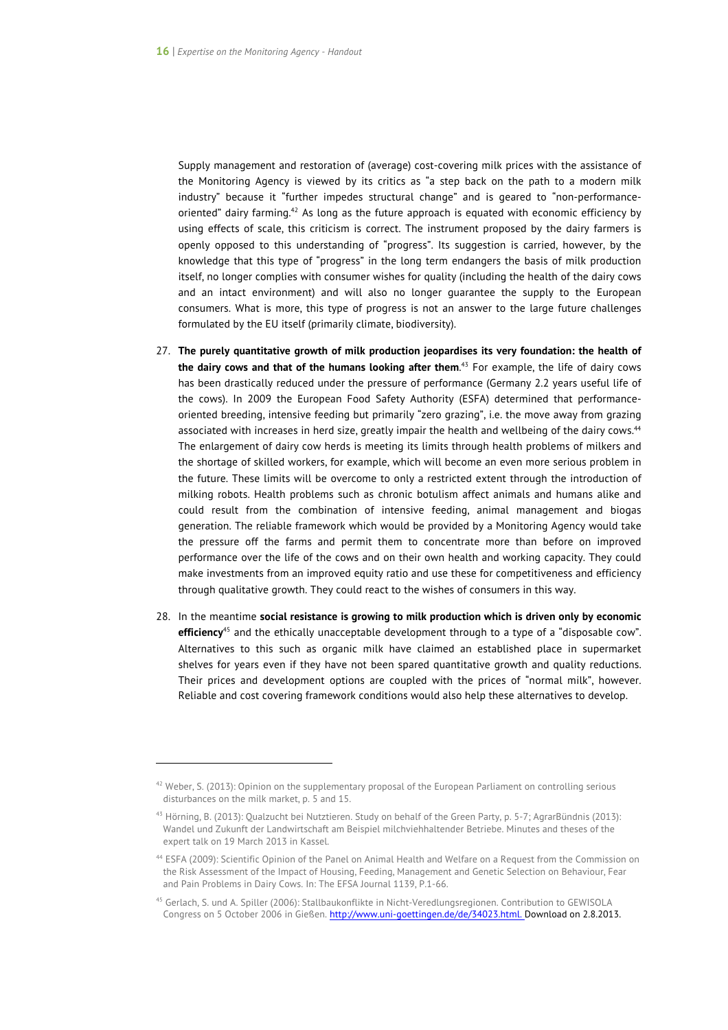Supply management and restoration of (average) cost-covering milk prices with the assistance of the Monitoring Agency is viewed by its critics as "a step back on the path to a modern milk industry" because it "further impedes structural change" and is geared to "non-performance-oriented" dairy farming.[42] As long as the future approach is equated with economic efficiency by using effects of scale, this criticism is correct. The instrument proposed by the dairy farmers is openly opposed to this understanding of "progress". Its suggestion is carried, however, by the knowledge that this type of "progress" in the long term endangers the basis of milk production itself, no longer complies with consumer wishes for quality (including the health of the dairy cows and an intact environment) and will also no longer guarantee the supply to the European consumers. What is more, this type of progress is not an answer to the large future challenges formulated by the EU itself (primarily climate, biodiversity).

27. **The purely quantitative growth of milk production jeopardises its very foundation: the health of the dairy cows and that of the humans looking after them**.[43] For example, the life of dairy cows has been drastically reduced under the pressure of performance (Germany 2.2 years useful life of the cows). In 2009 the European Food Safety Authority (ESFA) determined that performance-oriented breeding, intensive feeding but primarily "zero grazing", i.e. the move away from grazing associated with increases in herd size, greatly impair the health and wellbeing of the dairy cows.[44] The enlargement of dairy cow herds is meeting its limits through health problems of milkers and the shortage of skilled workers, for example, which will become an even more serious problem in the future. These limits will be overcome to only a restricted extent through the introduction of milking robots. Health problems such as chronic botulism affect animals and humans alike and could result from the combination of intensive feeding, animal management and biogas generation. The reliable framework which would be provided by a Monitoring Agency would take the pressure off the farms and permit them to concentrate more than before on improved performance over the life of the cows and on their own health and working capacity. They could make investments from an improved equity ratio and use these for competitiveness and efficiency through qualitative growth. They could react to the wishes of consumers in this way.

28. In the meantime **social resistance is growing to milk production which is driven only by economic efficiency**[45] and the ethically unacceptable development through to a type of a "disposable cow". Alternatives to this such as organic milk have claimed an established place in supermarket shelves for years even if they have not been spared quantitative growth and quality reductions. Their prices and development options are coupled with the prices of "normal milk", however. Reliable and cost covering framework conditions would also help these alternatives to develop.

---

[42] Weber, S. (2013): Opinion on the supplementary proposal of the European Parliament on controlling serious disturbances on the milk market, p. 5 and 15.

[43] Hörning, B. (2013): Qualzucht bei Nutztieren. Study on behalf of the Green Party, p. 5-7; AgrarBündnis (2013): Wandel und Zukunft der Landwirtschaft am Beispiel milchviehhaltender Betriebe. Minutes and theses of the expert talk on 19 March 2013 in Kassel.

[44] ESFA (2009): Scientific Opinion of the Panel on Animal Health and Welfare on a Request from the Commission on the Risk Assessment of the Impact of Housing, Feeding, Management and Genetic Selection on Behaviour, Fear and Pain Problems in Dairy Cows. In: The EFSA Journal 1139, P.1-66.

[45] Gerlach, S. und A. Spiller (2006): Stallbaukonflikte in Nicht-Veredlungsregionen. Contribution to GEWISOLA Congress on 5 October 2006 in Gießen. http://www.uni-goettingen.de/de/34023.html. Download on 2.8.2013.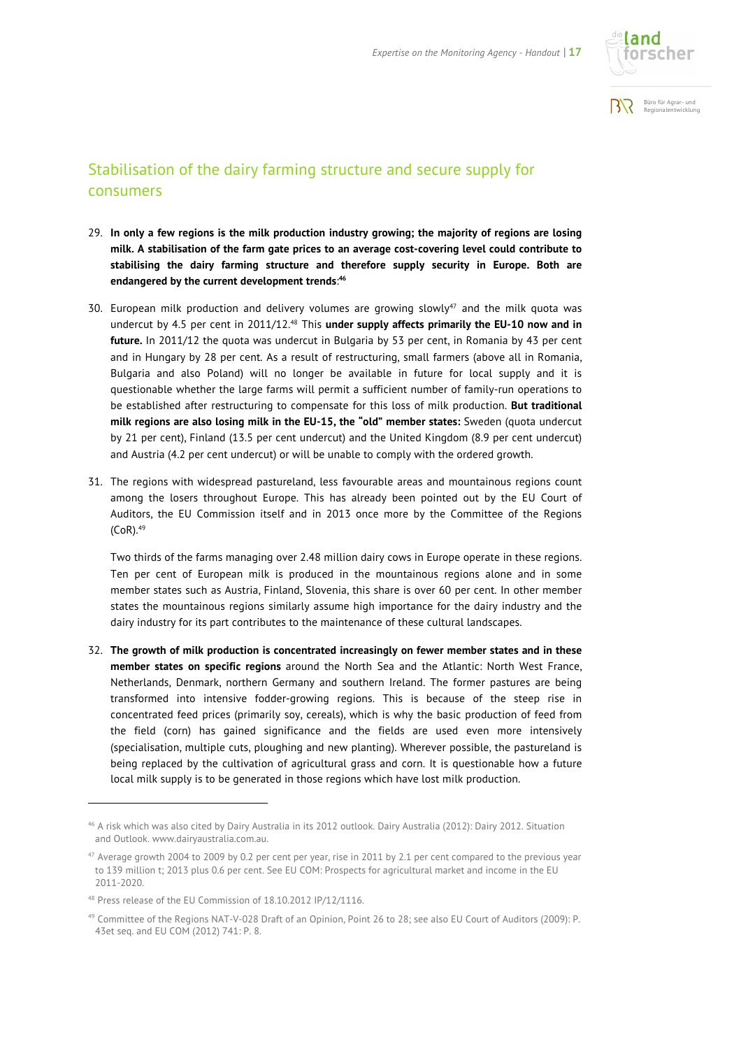## Stabilisation of the dairy farming structure and secure supply for consumers

29. **In only a few regions is the milk production industry growing; the majority of regions are losing milk. A stabilisation of the farm gate prices to an average cost-covering level could contribute to stabilising the dairy farming structure and therefore supply security in Europe. Both are endangered by the current development trends**:[46]

30. European milk production and delivery volumes are growing slowly[47] and the milk quota was undercut by 4.5 per cent in 2011/12.[48] This **under supply affects primarily the EU-10 now and in future.** In 2011/12 the quota was undercut in Bulgaria by 53 per cent, in Romania by 43 per cent and in Hungary by 28 per cent. As a result of restructuring, small farmers (above all in Romania, Bulgaria and also Poland) will no longer be available in future for local supply and it is questionable whether the large farms will permit a sufficient number of family-run operations to be established after restructuring to compensate for this loss of milk production. **But traditional milk regions are also losing milk in the EU-15, the "old" member states:** Sweden (quota undercut by 21 per cent), Finland (13.5 per cent undercut) and the United Kingdom (8.9 per cent undercut) and Austria (4.2 per cent undercut) or will be unable to comply with the ordered growth.

31. The regions with widespread pastureland, less favourable areas and mountainous regions count among the losers throughout Europe. This has already been pointed out by the EU Court of Auditors, the EU Commission itself and in 2013 once more by the Committee of the Regions (CoR).[49]

    Two thirds of the farms managing over 2.48 million dairy cows in Europe operate in these regions. Ten per cent of European milk is produced in the mountainous regions alone and in some member states such as Austria, Finland, Slovenia, this share is over 60 per cent. In other member states the mountainous regions similarly assume high importance for the dairy industry and the dairy industry for its part contributes to the maintenance of these cultural landscapes.

32. **The growth of milk production is concentrated increasingly on fewer member states and in these member states on specific regions** around the North Sea and the Atlantic: North West France, Netherlands, Denmark, northern Germany and southern Ireland. The former pastures are being transformed into intensive fodder-growing regions. This is because of the steep rise in concentrated feed prices (primarily soy, cereals), which is why the basic production of feed from the field (corn) has gained significance and the fields are used even more intensively (specialisation, multiple cuts, ploughing and new planting). Wherever possible, the pastureland is being replaced by the cultivation of agricultural grass and corn. It is questionable how a future local milk supply is to be generated in those regions which have lost milk production.

---

[46] A risk which was also cited by Dairy Australia in its 2012 outlook. Dairy Australia (2012): Dairy 2012. Situation and Outlook. www.dairyaustralia.com.au.

[47] Average growth 2004 to 2009 by 0.2 per cent per year, rise in 2011 by 2.1 per cent compared to the previous year to 139 million t; 2013 plus 0.6 per cent. See EU COM: Prospects for agricultural market and income in the EU 2011-2020.

[48] Press release of the EU Commission of 18.10.2012 IP/12/1116.

[49] Committee of the Regions NAT-V-028 Draft of an Opinion, Point 26 to 28; see also EU Court of Auditors (2009): P. 43et seq. and EU COM (2012) 741: P. 8.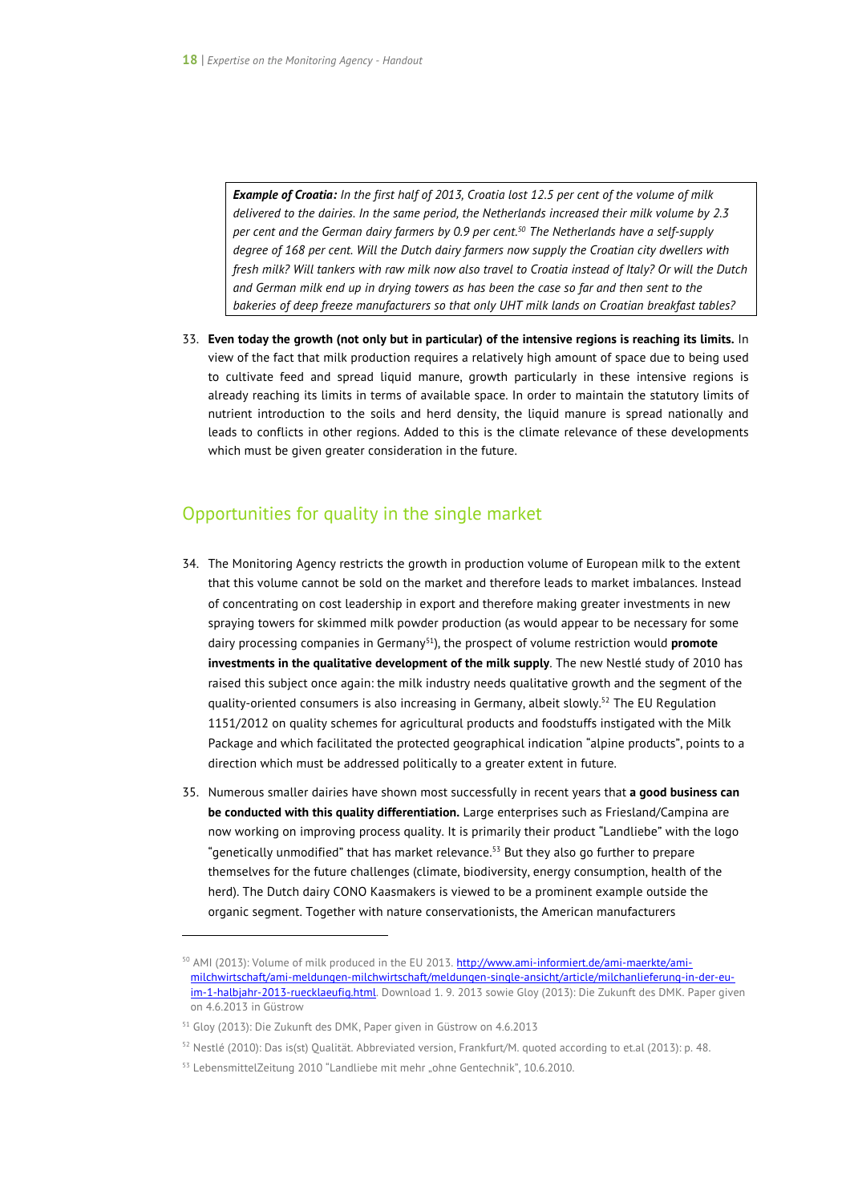> ***Example of Croatia:** In the first half of 2013, Croatia lost 12.5 per cent of the volume of milk delivered to the dairies. In the same period, the Netherlands increased their milk volume by 2.3 per cent and the German dairy farmers by 0.9 per cent.[50] The Netherlands have a self-supply degree of 168 per cent. Will the Dutch dairy farmers now supply the Croatian city dwellers with fresh milk? Will tankers with raw milk now also travel to Croatia instead of Italy? Or will the Dutch and German milk end up in drying towers as has been the case so far and then sent to the bakeries of deep freeze manufacturers so that only UHT milk lands on Croatian breakfast tables?*

33. **Even today the growth (not only but in particular) of the intensive regions is reaching its limits.** In view of the fact that milk production requires a relatively high amount of space due to being used to cultivate feed and spread liquid manure, growth particularly in these intensive regions is already reaching its limits in terms of available space. In order to maintain the statutory limits of nutrient introduction to the soils and herd density, the liquid manure is spread nationally and leads to conflicts in other regions. Added to this is the climate relevance of these developments which must be given greater consideration in the future.

## Opportunities for quality in the single market

34. The Monitoring Agency restricts the growth in production volume of European milk to the extent that this volume cannot be sold on the market and therefore leads to market imbalances. Instead of concentrating on cost leadership in export and therefore making greater investments in new spraying towers for skimmed milk powder production (as would appear to be necessary for some dairy processing companies in Germany[51]), the prospect of volume restriction would **promote investments in the qualitative development of the milk supply**. The new Nestlé study of 2010 has raised this subject once again: the milk industry needs qualitative growth and the segment of the quality-oriented consumers is also increasing in Germany, albeit slowly.[52] The EU Regulation 1151/2012 on quality schemes for agricultural products and foodstuffs instigated with the Milk Package and which facilitated the protected geographical indication "alpine products", points to a direction which must be addressed politically to a greater extent in future.

35. Numerous smaller dairies have shown most successfully in recent years that **a good business can be conducted with this quality differentiation.** Large enterprises such as Friesland/Campina are now working on improving process quality. It is primarily their product "Landliebe" with the logo "genetically unmodified" that has market relevance.[53] But they also go further to prepare themselves for the future challenges (climate, biodiversity, energy consumption, health of the herd). The Dutch dairy CONO Kaasmakers is viewed to be a prominent example outside the organic segment. Together with nature conservationists, the American manufacturers

---

[50] AMI (2013): Volume of milk produced in the EU 2013. http://www.ami-informiert.de/ami-maerkte/ami-milchwirtschaft/ami-meldungen-milchwirtschaft/meldungen-single-ansicht/article/milchanlieferung-in-der-eu-im-1-halbjahr-2013-ruecklaeufig.html. Download 1. 9. 2013 sowie Gloy (2013): Die Zukunft des DMK. Paper given on 4.6.2013 in Güstrow

[51] Gloy (2013): Die Zukunft des DMK, Paper given in Güstrow on 4.6.2013

[52] Nestlé (2010): Das is(st) Qualität. Abbreviated version, Frankfurt/M. quoted according to et.al (2013): p. 48.

[53] LebensmittelZeitung 2010 "Landliebe mit mehr „ohne Gentechnik", 10.6.2010.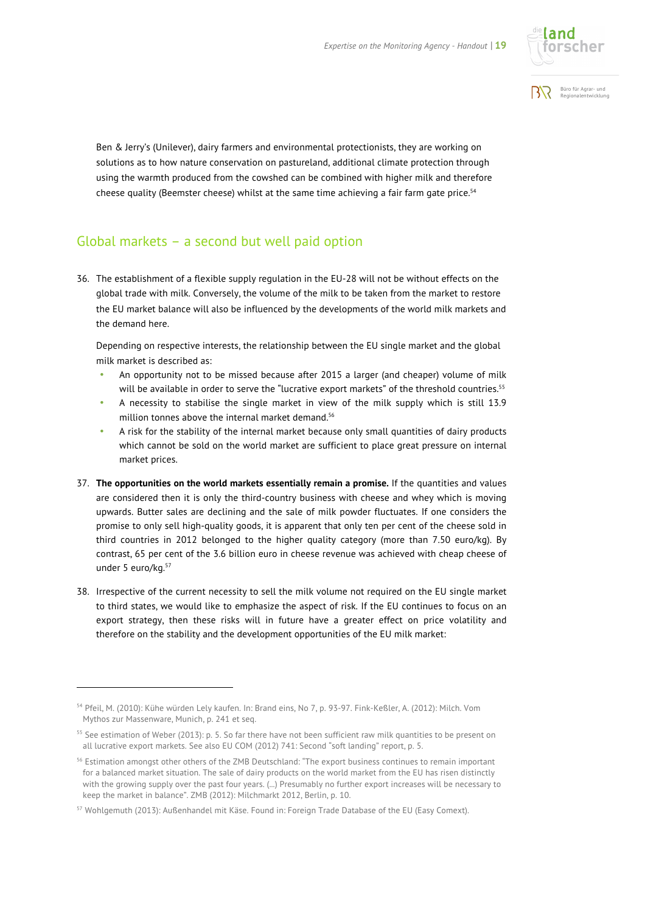Ben & Jerry's (Unilever), dairy farmers and environmental protectionists, they are working on solutions as to how nature conservation on pastureland, additional climate protection through using the warmth produced from the cowshed can be combined with higher milk and therefore cheese quality (Beemster cheese) whilst at the same time achieving a fair farm gate price.[54]

## Global markets – a second but well paid option

36. The establishment of a flexible supply regulation in the EU-28 will not be without effects on the global trade with milk. Conversely, the volume of the milk to be taken from the market to restore the EU market balance will also be influenced by the developments of the world milk markets and the demand here.

    Depending on respective interests, the relationship between the EU single market and the global milk market is described as:

    - An opportunity not to be missed because after 2015 a larger (and cheaper) volume of milk will be available in order to serve the "lucrative export markets" of the threshold countries.[55]
    - A necessity to stabilise the single market in view of the milk supply which is still 13.9 million tonnes above the internal market demand.[56]
    - A risk for the stability of the internal market because only small quantities of dairy products which cannot be sold on the world market are sufficient to place great pressure on internal market prices.

37. **The opportunities on the world markets essentially remain a promise.** If the quantities and values are considered then it is only the third-country business with cheese and whey which is moving upwards. Butter sales are declining and the sale of milk powder fluctuates. If one considers the promise to only sell high-quality goods, it is apparent that only ten per cent of the cheese sold in third countries in 2012 belonged to the higher quality category (more than 7.50 euro/kg). By contrast, 65 per cent of the 3.6 billion euro in cheese revenue was achieved with cheap cheese of under 5 euro/kg.[57]

38. Irrespective of the current necessity to sell the milk volume not required on the EU single market to third states, we would like to emphasize the aspect of risk. If the EU continues to focus on an export strategy, then these risks will in future have a greater effect on price volatility and therefore on the stability and the development opportunities of the EU milk market:

---

[54] Pfeil, M. (2010): Kühe würden Lely kaufen. In: Brand eins, No 7, p. 93-97. Fink-Keßler, A. (2012): Milch. Vom Mythos zur Massenware, Munich, p. 241 et seq.

[55] See estimation of Weber (2013): p. 5. So far there have not been sufficient raw milk quantities to be present on all lucrative export markets. See also EU COM (2012) 741: Second "soft landing" report, p. 5.

[56] Estimation amongst other others of the ZMB Deutschland: "The export business continues to remain important for a balanced market situation. The sale of dairy products on the world market from the EU has risen distinctly with the growing supply over the past four years. (...) Presumably no further export increases will be necessary to keep the market in balance". ZMB (2012): Milchmarkt 2012, Berlin, p. 10.

[57] Wohlgemuth (2013): Außenhandel mit Käse. Found in: Foreign Trade Database of the EU (Easy Comext).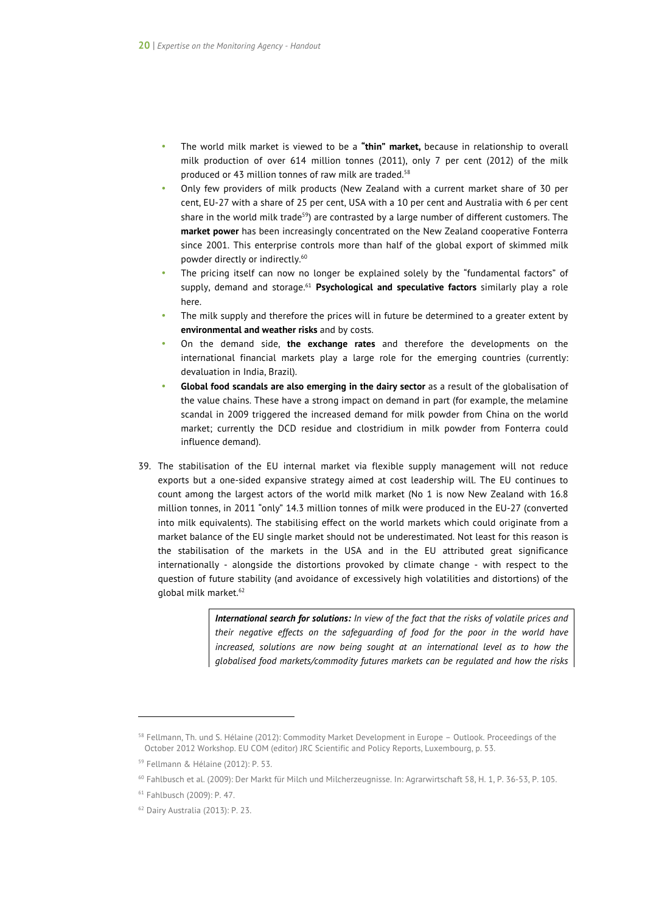- The world milk market is viewed to be a **"thin" market,** because in relationship to overall milk production of over 614 million tonnes (2011), only 7 per cent (2012) of the milk produced or 43 million tonnes of raw milk are traded.[58]
- Only few providers of milk products (New Zealand with a current market share of 30 per cent, EU-27 with a share of 25 per cent, USA with a 10 per cent and Australia with 6 per cent share in the world milk trade[59]) are contrasted by a large number of different customers. The **market power** has been increasingly concentrated on the New Zealand cooperative Fonterra since 2001. This enterprise controls more than half of the global export of skimmed milk powder directly or indirectly.[60]
- The pricing itself can now no longer be explained solely by the "fundamental factors" of supply, demand and storage.[61] **Psychological and speculative factors** similarly play a role here.
- The milk supply and therefore the prices will in future be determined to a greater extent by **environmental and weather risks** and by costs.
- On the demand side, **the exchange rates** and therefore the developments on the international financial markets play a large role for the emerging countries (currently: devaluation in India, Brazil).
- **Global food scandals are also emerging in the dairy sector** as a result of the globalisation of the value chains. These have a strong impact on demand in part (for example, the melamine scandal in 2009 triggered the increased demand for milk powder from China on the world market; currently the DCD residue and clostridium in milk powder from Fonterra could influence demand).

39. The stabilisation of the EU internal market via flexible supply management will not reduce exports but a one-sided expansive strategy aimed at cost leadership will. The EU continues to count among the largest actors of the world milk market (No 1 is now New Zealand with 16.8 million tonnes, in 2011 "only" 14.3 million tonnes of milk were produced in the EU-27 (converted into milk equivalents). The stabilising effect on the world markets which could originate from a market balance of the EU single market should not be underestimated. Not least for this reason is the stabilisation of the markets in the USA and in the EU attributed great significance internationally - alongside the distortions provoked by climate change - with respect to the question of future stability (and avoidance of excessively high volatilities and distortions) of the global milk market.[62]

> ***International search for solutions:*** *In view of the fact that the risks of volatile prices and their negative effects on the safeguarding of food for the poor in the world have increased, solutions are now being sought at an international level as to how the globalised food markets/commodity futures markets can be regulated and how the risks*

---

[58] Fellmann, Th. und S. Hélaine (2012): Commodity Market Development in Europe – Outlook. Proceedings of the October 2012 Workshop. EU COM (editor) JRC Scientific and Policy Reports, Luxembourg, p. 53.

[59] Fellmann & Hélaine (2012): P. 53.

[60] Fahlbusch et al. (2009): Der Markt für Milch und Milcherzeugnisse. In: Agrarwirtschaft 58, H. 1, P. 36-53, P. 105.

[61] Fahlbusch (2009): P. 47.

[62] Dairy Australia (2013): P. 23.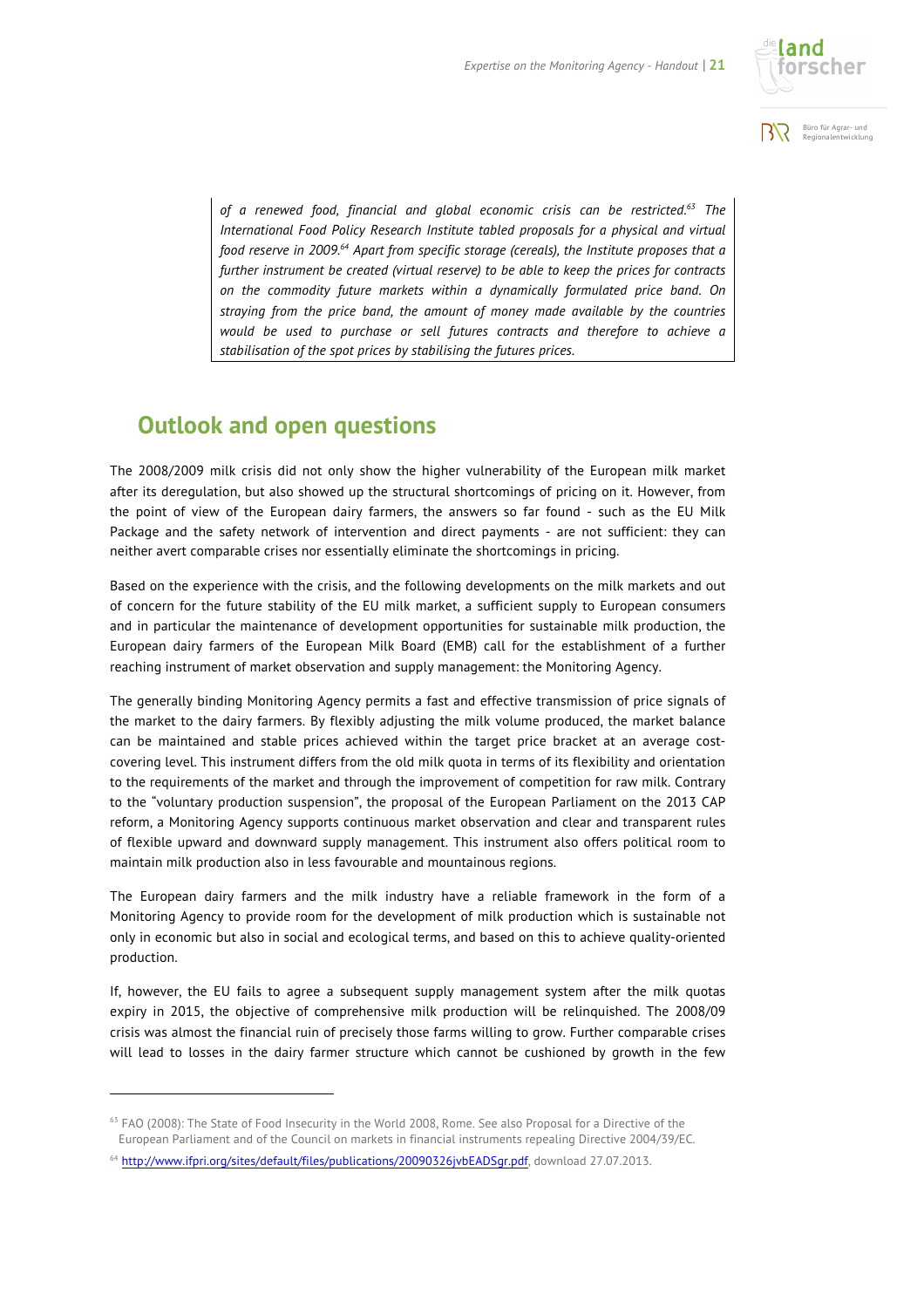*of a renewed food, financial and global economic crisis can be restricted.*[63] *The International Food Policy Research Institute tabled proposals for a physical and virtual food reserve in 2009.*[64] *Apart from specific storage (cereals), the Institute proposes that a further instrument be created (virtual reserve) to be able to keep the prices for contracts on the commodity future markets within a dynamically formulated price band. On straying from the price band, the amount of money made available by the countries would be used to purchase or sell futures contracts and therefore to achieve a stabilisation of the spot prices by stabilising the futures prices.*

## Outlook and open questions

The 2008/2009 milk crisis did not only show the higher vulnerability of the European milk market after its deregulation, but also showed up the structural shortcomings of pricing on it. However, from the point of view of the European dairy farmers, the answers so far found - such as the EU Milk Package and the safety network of intervention and direct payments - are not sufficient: they can neither avert comparable crises nor essentially eliminate the shortcomings in pricing.

Based on the experience with the crisis, and the following developments on the milk markets and out of concern for the future stability of the EU milk market, a sufficient supply to European consumers and in particular the maintenance of development opportunities for sustainable milk production, the European dairy farmers of the European Milk Board (EMB) call for the establishment of a further reaching instrument of market observation and supply management: the Monitoring Agency.

The generally binding Monitoring Agency permits a fast and effective transmission of price signals of the market to the dairy farmers. By flexibly adjusting the milk volume produced, the market balance can be maintained and stable prices achieved within the target price bracket at an average cost-covering level. This instrument differs from the old milk quota in terms of its flexibility and orientation to the requirements of the market and through the improvement of competition for raw milk. Contrary to the "voluntary production suspension", the proposal of the European Parliament on the 2013 CAP reform, a Monitoring Agency supports continuous market observation and clear and transparent rules of flexible upward and downward supply management. This instrument also offers political room to maintain milk production also in less favourable and mountainous regions.

The European dairy farmers and the milk industry have a reliable framework in the form of a Monitoring Agency to provide room for the development of milk production which is sustainable not only in economic but also in social and ecological terms, and based on this to achieve quality-oriented production.

If, however, the EU fails to agree a subsequent supply management system after the milk quotas expiry in 2015, the objective of comprehensive milk production will be relinquished. The 2008/09 crisis was almost the financial ruin of precisely those farms willing to grow. Further comparable crises will lead to losses in the dairy farmer structure which cannot be cushioned by growth in the few

---

[63] FAO (2008): The State of Food Insecurity in the World 2008, Rome. See also Proposal for a Directive of the European Parliament and of the Council on markets in financial instruments repealing Directive 2004/39/EC.

[64] http://www.ifpri.org/sites/default/files/publications/20090326jvbEADSgr.pdf, download 27.07.2013.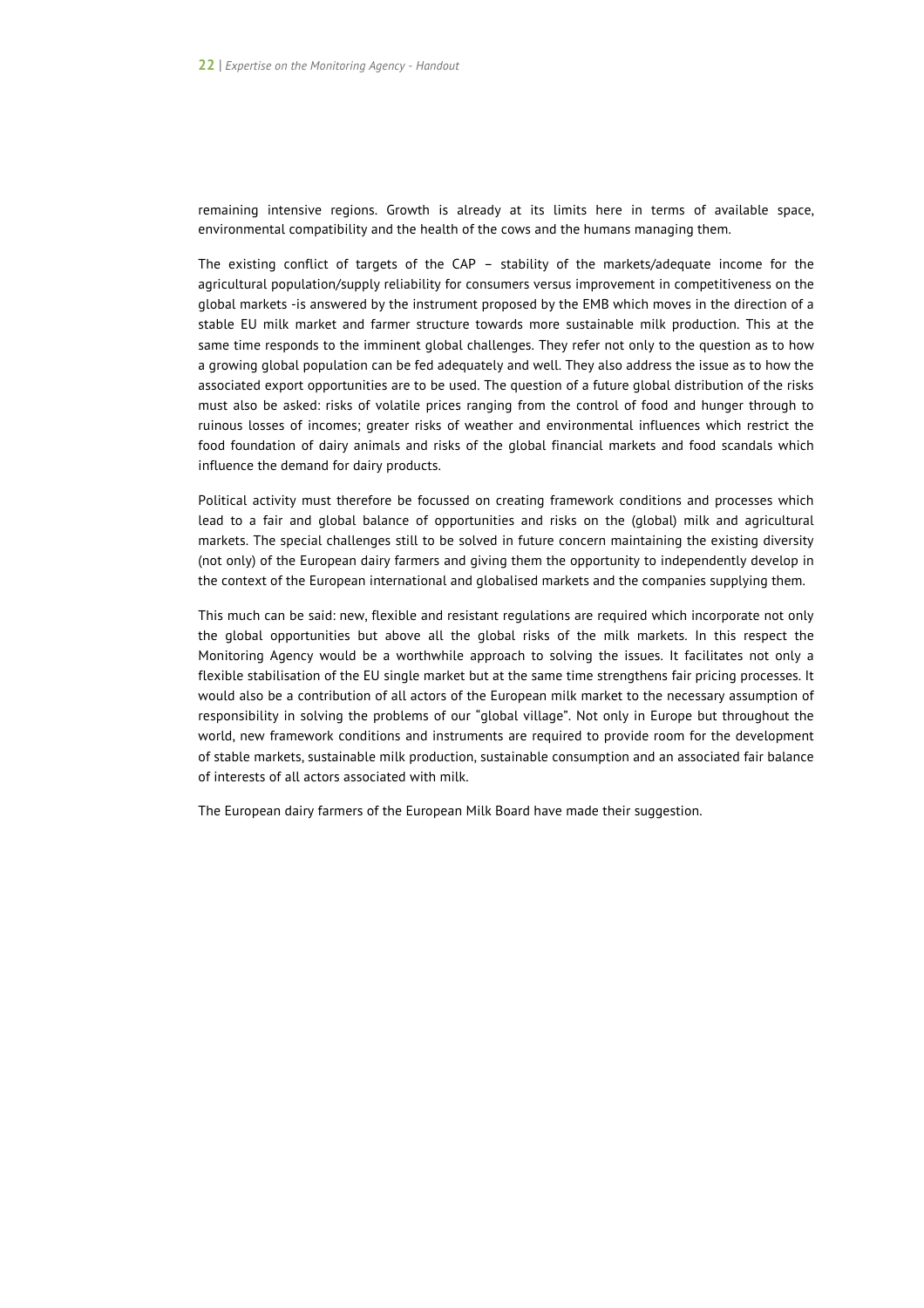remaining intensive regions. Growth is already at its limits here in terms of available space, environmental compatibility and the health of the cows and the humans managing them.

The existing conflict of targets of the CAP – stability of the markets/adequate income for the agricultural population/supply reliability for consumers versus improvement in competitiveness on the global markets -is answered by the instrument proposed by the EMB which moves in the direction of a stable EU milk market and farmer structure towards more sustainable milk production. This at the same time responds to the imminent global challenges. They refer not only to the question as to how a growing global population can be fed adequately and well. They also address the issue as to how the associated export opportunities are to be used. The question of a future global distribution of the risks must also be asked: risks of volatile prices ranging from the control of food and hunger through to ruinous losses of incomes; greater risks of weather and environmental influences which restrict the food foundation of dairy animals and risks of the global financial markets and food scandals which influence the demand for dairy products.

Political activity must therefore be focussed on creating framework conditions and processes which lead to a fair and global balance of opportunities and risks on the (global) milk and agricultural markets. The special challenges still to be solved in future concern maintaining the existing diversity (not only) of the European dairy farmers and giving them the opportunity to independently develop in the context of the European international and globalised markets and the companies supplying them.

This much can be said: new, flexible and resistant regulations are required which incorporate not only the global opportunities but above all the global risks of the milk markets. In this respect the Monitoring Agency would be a worthwhile approach to solving the issues. It facilitates not only a flexible stabilisation of the EU single market but at the same time strengthens fair pricing processes. It would also be a contribution of all actors of the European milk market to the necessary assumption of responsibility in solving the problems of our “global village”. Not only in Europe but throughout the world, new framework conditions and instruments are required to provide room for the development of stable markets, sustainable milk production, sustainable consumption and an associated fair balance of interests of all actors associated with milk.

The European dairy farmers of the European Milk Board have made their suggestion.